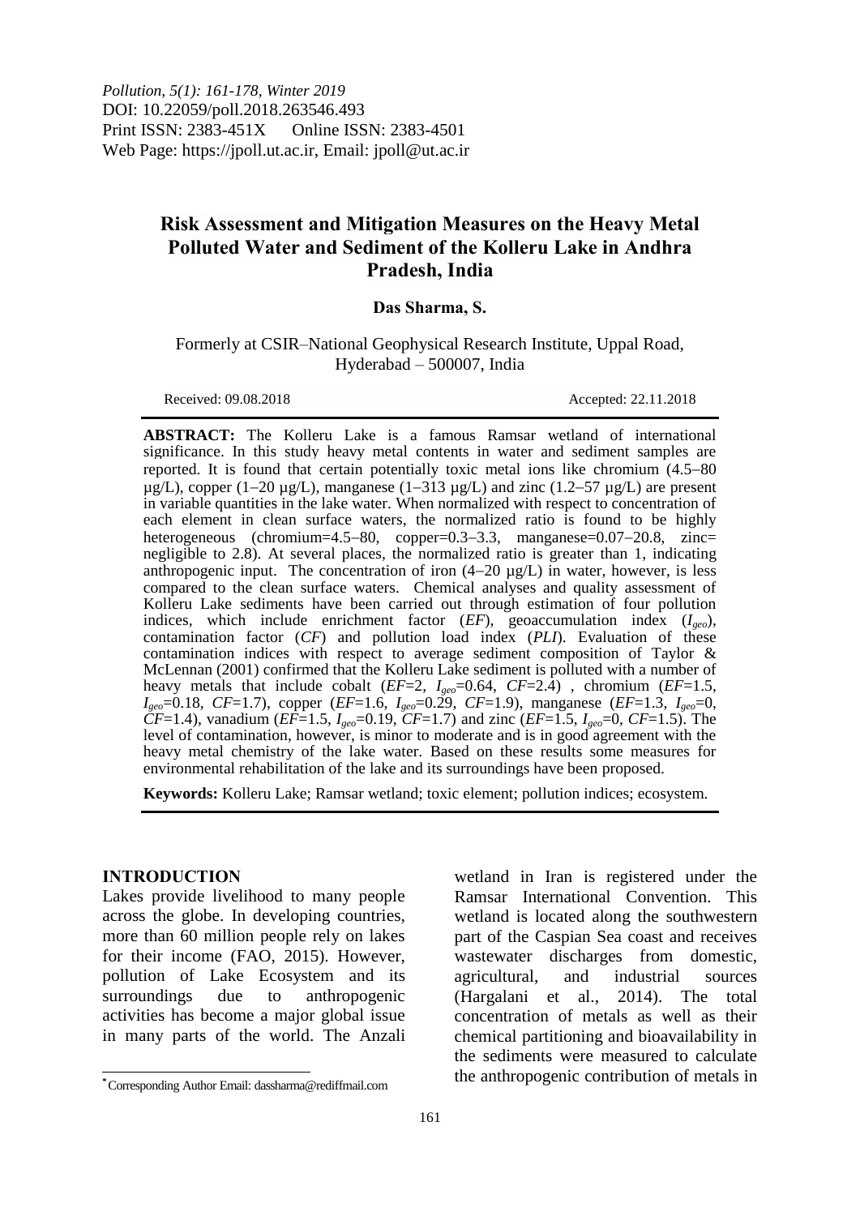*Pollution, 5(1): 161-178, Winter 2019*
DOI: 10.22059/poll.2018.263546.493
Print ISSN: 2383-451X Online ISSN: 2383-4501
Web Page: https://jpoll.ut.ac.ir, Email: jpoll@ut.ac.ir

# Risk Assessment and Mitigation Measures on the Heavy Metal Polluted Water and Sediment of the Kolleru Lake in Andhra Pradesh, India

**Das Sharma, S.**

Formerly at CSIR–National Geophysical Research Institute, Uppal Road, Hyderabad – 500007, India

Received: 09.08.2018 Accepted: 22.11.2018

**ABSTRACT:** The Kolleru Lake is a famous Ramsar wetland of international significance. In this study heavy metal contents in water and sediment samples are reported. It is found that certain potentially toxic metal ions like chromium (4.5–80 µg/L), copper (1–20 µg/L), manganese (1–313 µg/L) and zinc (1.2–57 µg/L) are present in variable quantities in the lake water. When normalized with respect to concentration of each element in clean surface waters, the normalized ratio is found to be highly heterogeneous (chromium=4.5–80, copper=0.3–3.3, manganese=0.07–20.8, zinc= negligible to 2.8). At several places, the normalized ratio is greater than 1, indicating anthropogenic input. The concentration of iron (4–20 µg/L) in water, however, is less compared to the clean surface waters. Chemical analyses and quality assessment of Kolleru Lake sediments have been carried out through estimation of four pollution indices, which include enrichment factor (*EF*), geoaccumulation index ($I_{geo}$), contamination factor (*CF*) and pollution load index (*PLI*). Evaluation of these contamination indices with respect to average sediment composition of Taylor & McLennan (2001) confirmed that the Kolleru Lake sediment is polluted with a number of heavy metals that include cobalt (*EF*=2, $I_{geo}$=0.64, *CF*=2.4) , chromium (*EF*=1.5, $I_{geo}$=0.18, *CF*=1.7), copper (*EF*=1.6, $I_{geo}$=0.29, *CF*=1.9), manganese (*EF*=1.3, $I_{geo}$=0, *CF*=1.4), vanadium (*EF*=1.5, $I_{geo}$=0.19, *CF*=1.7) and zinc (*EF*=1.5, $I_{geo}$=0, *CF*=1.5). The level of contamination, however, is minor to moderate and is in good agreement with the heavy metal chemistry of the lake water. Based on these results some measures for environmental rehabilitation of the lake and its surroundings have been proposed.

**Keywords:** Kolleru Lake; Ramsar wetland; toxic element; pollution indices; ecosystem.

## INTRODUCTION

Lakes provide livelihood to many people across the globe. In developing countries, more than 60 million people rely on lakes for their income (FAO, 2015). However, pollution of Lake Ecosystem and its surroundings due to anthropogenic activities has become a major global issue in many parts of the world. The Anzali wetland in Iran is registered under the Ramsar International Convention. This wetland is located along the southwestern part of the Caspian Sea coast and receives wastewater discharges from domestic, agricultural, and industrial sources (Hargalani et al., 2014). The total concentration of metals as well as their chemical partitioning and bioavailability in the sediments were measured to calculate the anthropogenic contribution of metals in

*Corresponding Author Email: dassharma@rediffmail.com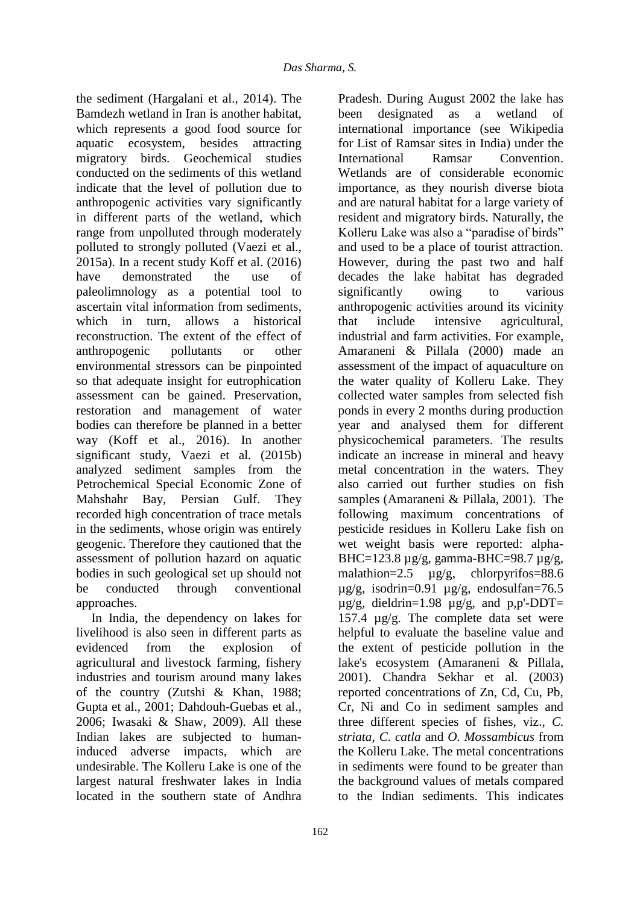the sediment (Hargalani et al., 2014). The Bamdezh wetland in Iran is another habitat, which represents a good food source for aquatic ecosystem, besides attracting migratory birds. Geochemical studies conducted on the sediments of this wetland indicate that the level of pollution due to anthropogenic activities vary significantly in different parts of the wetland, which range from unpolluted through moderately polluted to strongly polluted (Vaezi et al., 2015a). In a recent study Koff et al. (2016) have demonstrated the use of paleolimnology as a potential tool to ascertain vital information from sediments, which in turn, allows a historical reconstruction. The extent of the effect of anthropogenic pollutants or other environmental stressors can be pinpointed so that adequate insight for eutrophication assessment can be gained. Preservation, restoration and management of water bodies can therefore be planned in a better way (Koff et al., 2016). In another significant study, Vaezi et al. (2015b) analyzed sediment samples from the Petrochemical Special Economic Zone of Mahshahr Bay, Persian Gulf. They recorded high concentration of trace metals in the sediments, whose origin was entirely geogenic. Therefore they cautioned that the assessment of pollution hazard on aquatic bodies in such geological set up should not be conducted through conventional approaches.

In India, the dependency on lakes for livelihood is also seen in different parts as evidenced from the explosion of agricultural and livestock farming, fishery industries and tourism around many lakes of the country (Zutshi & Khan, 1988; Gupta et al., 2001; Dahdouh-Guebas et al., 2006; Iwasaki & Shaw, 2009). All these Indian lakes are subjected to human-induced adverse impacts, which are undesirable. The Kolleru Lake is one of the largest natural freshwater lakes in India located in the southern state of Andhra Pradesh. During August 2002 the lake has been designated as a wetland of international importance (see Wikipedia for List of Ramsar sites in India) under the International Ramsar Convention. Wetlands are of considerable economic importance, as they nourish diverse biota and are natural habitat for a large variety of resident and migratory birds. Naturally, the Kolleru Lake was also a "paradise of birds" and used to be a place of tourist attraction. However, during the past two and half decades the lake habitat has degraded significantly owing to various anthropogenic activities around its vicinity that include intensive agricultural, industrial and farm activities. For example, Amaraneni & Pillala (2000) made an assessment of the impact of aquaculture on the water quality of Kolleru Lake. They collected water samples from selected fish ponds in every 2 months during production year and analysed them for different physicochemical parameters. The results indicate an increase in mineral and heavy metal concentration in the waters. They also carried out further studies on fish samples (Amaraneni & Pillala, 2001). The following maximum concentrations of pesticide residues in Kolleru Lake fish on wet weight basis were reported: alpha-BHC=123.8 µg/g, gamma-BHC=98.7 µg/g, malathion=2.5 µg/g, chlorpyrifos=88.6 µg/g, isodrin=0.91 µg/g, endosulfan=76.5 µg/g, dieldrin=1.98 µg/g, and p,p'-DDT= 157.4 µg/g. The complete data set were helpful to evaluate the baseline value and the extent of pesticide pollution in the lake's ecosystem (Amaraneni & Pillala, 2001). Chandra Sekhar et al. (2003) reported concentrations of Zn, Cd, Cu, Pb, Cr, Ni and Co in sediment samples and three different species of fishes, viz., *C. striata*, *C. catla* and *O. Mossambicus* from the Kolleru Lake. The metal concentrations in sediments were found to be greater than the background values of metals compared to the Indian sediments. This indicates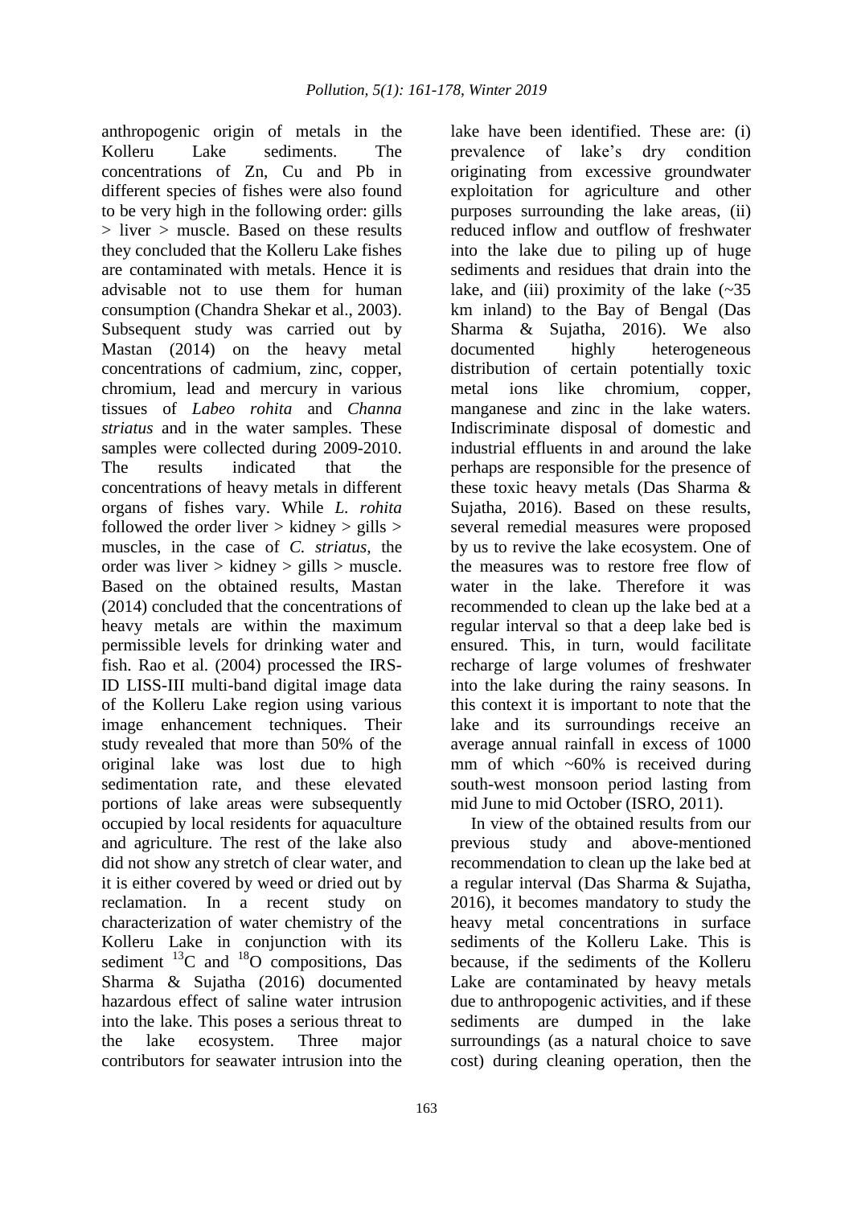anthropogenic origin of metals in the Kolleru Lake sediments. The concentrations of Zn, Cu and Pb in different species of fishes were also found to be very high in the following order: gills > liver > muscle. Based on these results they concluded that the Kolleru Lake fishes are contaminated with metals. Hence it is advisable not to use them for human consumption (Chandra Shekar et al., 2003). Subsequent study was carried out by Mastan (2014) on the heavy metal concentrations of cadmium, zinc, copper, chromium, lead and mercury in various tissues of *Labeo rohita* and *Channa striatus* and in the water samples. These samples were collected during 2009-2010. The results indicated that the concentrations of heavy metals in different organs of fishes vary. While *L. rohita* followed the order liver > kidney > gills > muscles, in the case of *C. striatus*, the order was liver > kidney > gills > muscle. Based on the obtained results, Mastan (2014) concluded that the concentrations of heavy metals are within the maximum permissible levels for drinking water and fish. Rao et al. (2004) processed the IRS-ID LISS-III multi-band digital image data of the Kolleru Lake region using various image enhancement techniques. Their study revealed that more than 50% of the original lake was lost due to high sedimentation rate, and these elevated portions of lake areas were subsequently occupied by local residents for aquaculture and agriculture. The rest of the lake also did not show any stretch of clear water, and it is either covered by weed or dried out by reclamation. In a recent study on characterization of water chemistry of the Kolleru Lake in conjunction with its sediment $^{13}C$ and $^{18}O$ compositions, Das Sharma & Sujatha (2016) documented hazardous effect of saline water intrusion into the lake. This poses a serious threat to the lake ecosystem. Three major contributors for seawater intrusion into the lake have been identified. These are: (i) prevalence of lake's dry condition originating from excessive groundwater exploitation for agriculture and other purposes surrounding the lake areas, (ii) reduced inflow and outflow of freshwater into the lake due to piling up of huge sediments and residues that drain into the lake, and (iii) proximity of the lake (~35 km inland) to the Bay of Bengal (Das Sharma & Sujatha, 2016). We also documented highly heterogeneous distribution of certain potentially toxic metal ions like chromium, copper, manganese and zinc in the lake waters. Indiscriminate disposal of domestic and industrial effluents in and around the lake perhaps are responsible for the presence of these toxic heavy metals (Das Sharma & Sujatha, 2016). Based on these results, several remedial measures were proposed by us to revive the lake ecosystem. One of the measures was to restore free flow of water in the lake. Therefore it was recommended to clean up the lake bed at a regular interval so that a deep lake bed is ensured. This, in turn, would facilitate recharge of large volumes of freshwater into the lake during the rainy seasons. In this context it is important to note that the lake and its surroundings receive an average annual rainfall in excess of 1000 mm of which ~60% is received during south-west monsoon period lasting from mid June to mid October (ISRO, 2011).

In view of the obtained results from our previous study and above-mentioned recommendation to clean up the lake bed at a regular interval (Das Sharma & Sujatha, 2016), it becomes mandatory to study the heavy metal concentrations in surface sediments of the Kolleru Lake. This is because, if the sediments of the Kolleru Lake are contaminated by heavy metals due to anthropogenic activities, and if these sediments are dumped in the lake surroundings (as a natural choice to save cost) during cleaning operation, then the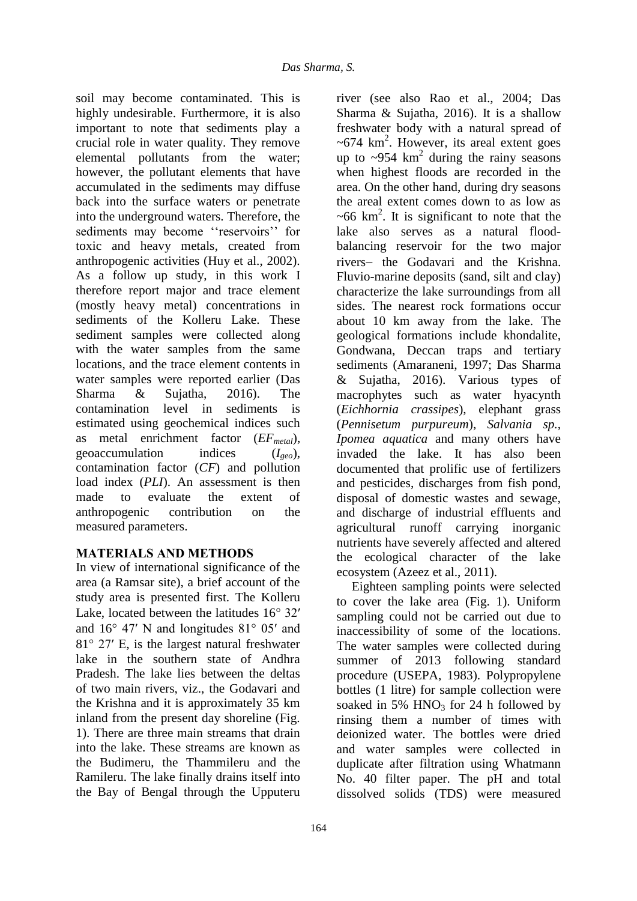soil may become contaminated. This is highly undesirable. Furthermore, it is also important to note that sediments play a crucial role in water quality. They remove elemental pollutants from the water; however, the pollutant elements that have accumulated in the sediments may diffuse back into the surface waters or penetrate into the underground waters. Therefore, the sediments may become ''reservoirs'' for toxic and heavy metals, created from anthropogenic activities (Huy et al., 2002). As a follow up study, in this work I therefore report major and trace element (mostly heavy metal) concentrations in sediments of the Kolleru Lake. These sediment samples were collected along with the water samples from the same locations, and the trace element contents in water samples were reported earlier (Das Sharma & Sujatha, 2016). The contamination level in sediments is estimated using geochemical indices such as metal enrichment factor ($EF_{metal}$), geoaccumulation indices ($I_{geo}$), contamination factor ($CF$) and pollution load index ($PLI$). An assessment is then made to evaluate the extent of anthropogenic contribution on the measured parameters.

## MATERIALS AND METHODS

In view of international significance of the area (a Ramsar site), a brief account of the study area is presented first. The Kolleru Lake, located between the latitudes 16° 32′ and 16° 47′ N and longitudes 81° 05′ and 81° 27′ E, is the largest natural freshwater lake in the southern state of Andhra Pradesh. The lake lies between the deltas of two main rivers, viz., the Godavari and the Krishna and it is approximately 35 km inland from the present day shoreline (Fig. 1). There are three main streams that drain into the lake. These streams are known as the Budimeru, the Thammileru and the Ramileru. The lake finally drains itself into the Bay of Bengal through the Upputeru river (see also Rao et al., 2004; Das Sharma & Sujatha, 2016). It is a shallow freshwater body with a natural spread of ~674 km$^2$. However, its areal extent goes up to ~954 km$^2$ during the rainy seasons when highest floods are recorded in the area. On the other hand, during dry seasons the areal extent comes down to as low as ~66 km$^2$. It is significant to note that the lake also serves as a natural flood-balancing reservoir for the two major rivers– the Godavari and the Krishna. Fluvio-marine deposits (sand, silt and clay) characterize the lake surroundings from all sides. The nearest rock formations occur about 10 km away from the lake. The geological formations include khondalite, Gondwana, Deccan traps and tertiary sediments (Amaraneni, 1997; Das Sharma & Sujatha, 2016). Various types of macrophytes such as water hyacynth (*Eichhornia crassipes*), elephant grass (*Pennisetum purpureum*), *Salvania sp.*, *Ipomea aquatica* and many others have invaded the lake. It has also been documented that prolific use of fertilizers and pesticides, discharges from fish pond, disposal of domestic wastes and sewage, and discharge of industrial effluents and agricultural runoff carrying inorganic nutrients have severely affected and altered the ecological character of the lake ecosystem (Azeez et al., 2011).

Eighteen sampling points were selected to cover the lake area (Fig. 1). Uniform sampling could not be carried out due to inaccessibility of some of the locations. The water samples were collected during summer of 2013 following standard procedure (USEPA, 1983). Polypropylene bottles (1 litre) for sample collection were soaked in 5% $HNO_3$ for 24 h followed by rinsing them a number of times with deionized water. The bottles were dried and water samples were collected in duplicate after filtration using Whatmann No. 40 filter paper. The pH and total dissolved solids (TDS) were measured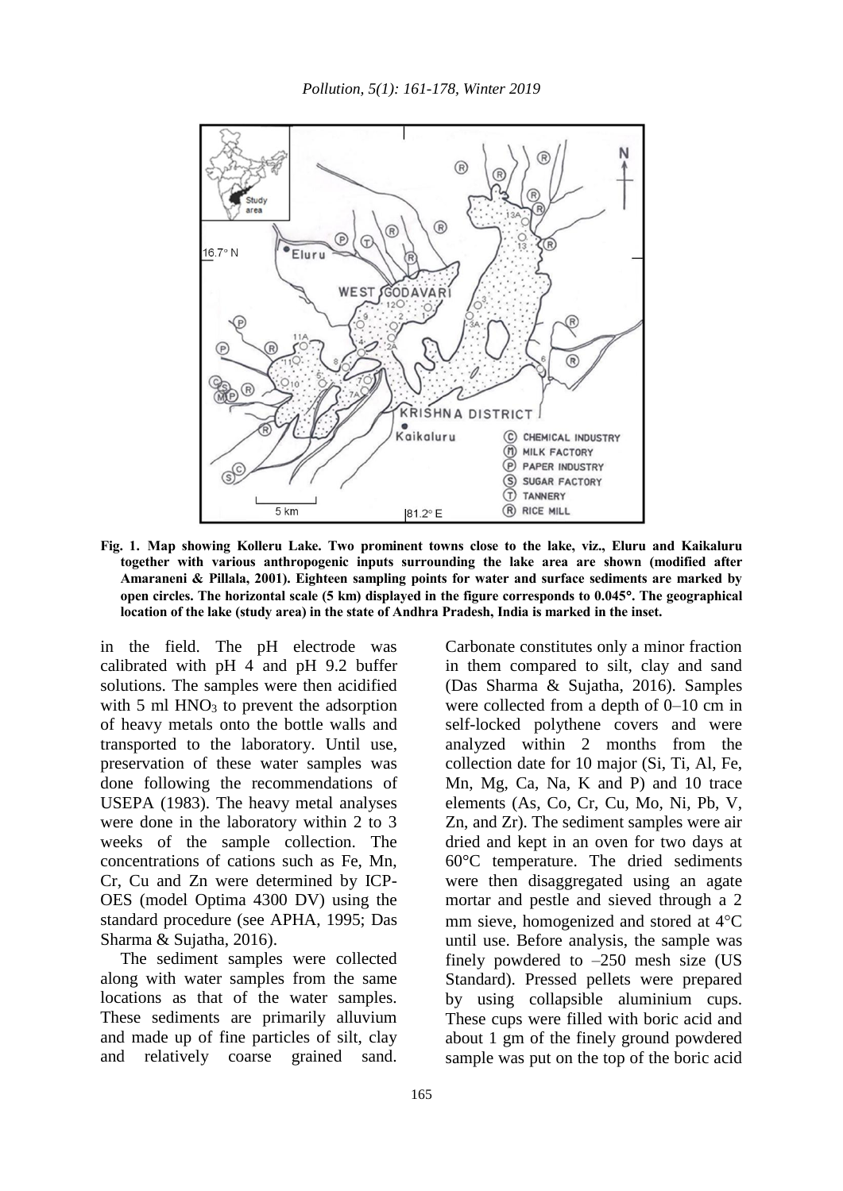Fig. 1. Map showing Kolleru Lake. Two prominent towns close to the lake, viz., Eluru and Kaikaluru together with various anthropogenic inputs surrounding the lake area are shown (modified after Amaraneni & Pillala, 2001). Eighteen sampling points for water and surface sediments are marked by open circles. The horizontal scale (5 km) displayed in the figure corresponds to 0.045°. The geographical location of the lake (study area) in the state of Andhra Pradesh, India is marked in the inset.

in the field. The pH electrode was calibrated with pH 4 and pH 9.2 buffer solutions. The samples were then acidified with 5 ml $HNO_3$ to prevent the adsorption of heavy metals onto the bottle walls and transported to the laboratory. Until use, preservation of these water samples was done following the recommendations of USEPA (1983). The heavy metal analyses were done in the laboratory within 2 to 3 weeks of the sample collection. The concentrations of cations such as Fe, Mn, Cr, Cu and Zn were determined by ICP-OES (model Optima 4300 DV) using the standard procedure (see APHA, 1995; Das Sharma & Sujatha, 2016).

The sediment samples were collected along with water samples from the same locations as that of the water samples. These sediments are primarily alluvium and made up of fine particles of silt, clay and relatively coarse grained sand. Carbonate constitutes only a minor fraction in them compared to silt, clay and sand (Das Sharma & Sujatha, 2016). Samples were collected from a depth of 0–10 cm in self-locked polythene covers and were analyzed within 2 months from the collection date for 10 major (Si, Ti, Al, Fe, Mn, Mg, Ca, Na, K and P) and 10 trace elements (As, Co, Cr, Cu, Mo, Ni, Pb, V, Zn, and Zr). The sediment samples were air dried and kept in an oven for two days at 60°C temperature. The dried sediments were then disaggregated using an agate mortar and pestle and sieved through a 2 mm sieve, homogenized and stored at 4°C until use. Before analysis, the sample was finely powdered to –250 mesh size (US Standard). Pressed pellets were prepared by using collapsible aluminium cups. These cups were filled with boric acid and about 1 gm of the finely ground powdered sample was put on the top of the boric acid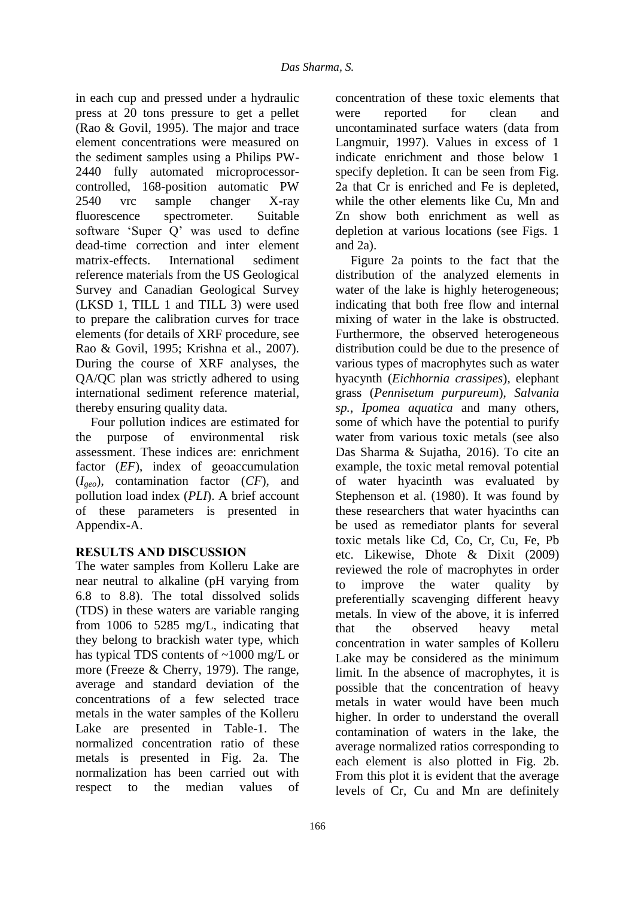in each cup and pressed under a hydraulic press at 20 tons pressure to get a pellet (Rao & Govil, 1995). The major and trace element concentrations were measured on the sediment samples using a Philips PW-2440 fully automated microprocessor-controlled, 168-position automatic PW 2540 vrc sample changer X-ray fluorescence spectrometer. Suitable software 'Super Q' was used to define dead-time correction and inter element matrix-effects. International sediment reference materials from the US Geological Survey and Canadian Geological Survey (LKSD 1, TILL 1 and TILL 3) were used to prepare the calibration curves for trace elements (for details of XRF procedure, see Rao & Govil, 1995; Krishna et al., 2007). During the course of XRF analyses, the QA/QC plan was strictly adhered to using international sediment reference material, thereby ensuring quality data.

Four pollution indices are estimated for the purpose of environmental risk assessment. These indices are: enrichment factor (*EF*), index of geoaccumulation ($I_{geo}$), contamination factor (*CF*), and pollution load index (*PLI*). A brief account of these parameters is presented in Appendix-A.

## RESULTS AND DISCUSSION

The water samples from Kolleru Lake are near neutral to alkaline (pH varying from 6.8 to 8.8). The total dissolved solids (TDS) in these waters are variable ranging from 1006 to 5285 mg/L, indicating that they belong to brackish water type, which has typical TDS contents of ~1000 mg/L or more (Freeze & Cherry, 1979). The range, average and standard deviation of the concentrations of a few selected trace metals in the water samples of the Kolleru Lake are presented in Table-1. The normalized concentration ratio of these metals is presented in Fig. 2a. The normalization has been carried out with respect to the median values of concentration of these toxic elements that were reported for clean and uncontaminated surface waters (data from Langmuir, 1997). Values in excess of 1 indicate enrichment and those below 1 specify depletion. It can be seen from Fig. 2a that Cr is enriched and Fe is depleted, while the other elements like Cu, Mn and Zn show both enrichment as well as depletion at various locations (see Figs. 1 and 2a).

Figure 2a points to the fact that the distribution of the analyzed elements in water of the lake is highly heterogeneous; indicating that both free flow and internal mixing of water in the lake is obstructed. Furthermore, the observed heterogeneous distribution could be due to the presence of various types of macrophytes such as water hyacynth (*Eichhornia crassipes*), elephant grass (*Pennisetum purpureum*), *Salvania sp.*, *Ipomea aquatica* and many others, some of which have the potential to purify water from various toxic metals (see also Das Sharma & Sujatha, 2016). To cite an example, the toxic metal removal potential of water hyacinth was evaluated by Stephenson et al. (1980). It was found by these researchers that water hyacinths can be used as remediator plants for several toxic metals like Cd, Co, Cr, Cu, Fe, Pb etc. Likewise, Dhote & Dixit (2009) reviewed the role of macrophytes in order to improve the water quality by preferentially scavenging different heavy metals. In view of the above, it is inferred that the observed heavy metal concentration in water samples of Kolleru Lake may be considered as the minimum limit. In the absence of macrophytes, it is possible that the concentration of heavy metals in water would have been much higher. In order to understand the overall contamination of waters in the lake, the average normalized ratios corresponding to each element is also plotted in Fig. 2b. From this plot it is evident that the average levels of Cr, Cu and Mn are definitely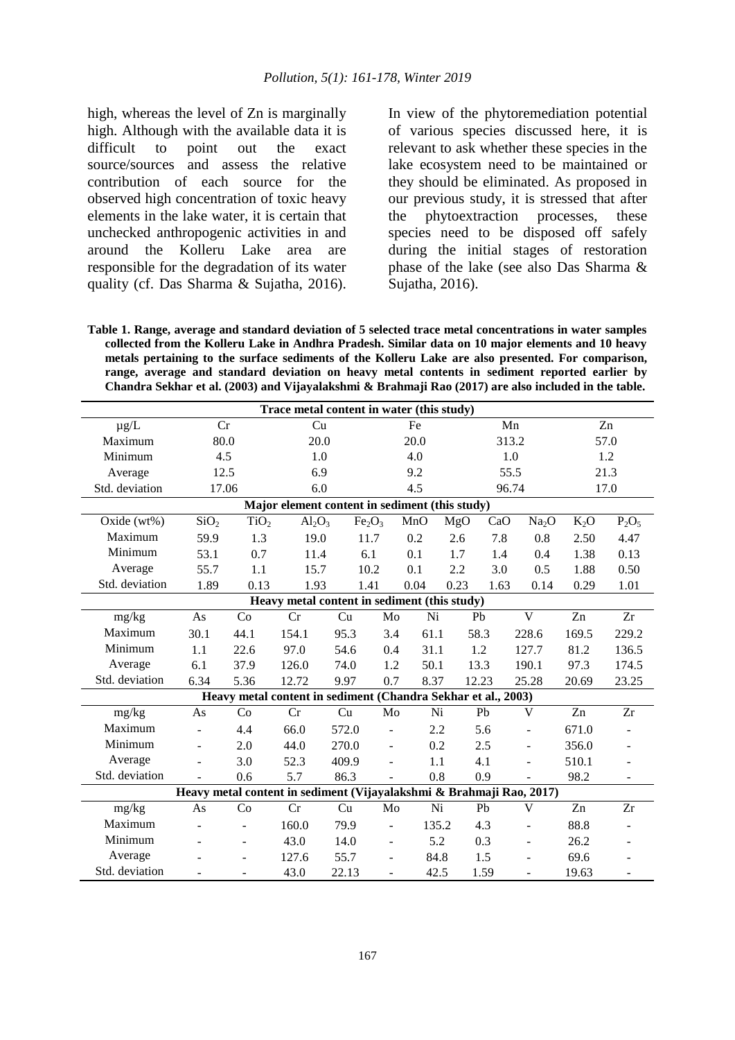high, whereas the level of Zn is marginally high. Although with the available data it is difficult to point out the exact source/sources and assess the relative contribution of each source for the observed high concentration of toxic heavy elements in the lake water, it is certain that unchecked anthropogenic activities in and around the Kolleru Lake area are responsible for the degradation of its water quality (cf. Das Sharma & Sujatha, 2016).

In view of the phytoremediation potential of various species discussed here, it is relevant to ask whether these species in the lake ecosystem need to be maintained or they should be eliminated. As proposed in our previous study, it is stressed that after the phytoextraction processes, these species need to be disposed off safely during the initial stages of restoration phase of the lake (see also Das Sharma & Sujatha, 2016).

**Table 1. Range, average and standard deviation of 5 selected trace metal concentrations in water samples collected from the Kolleru Lake in Andhra Pradesh. Similar data on 10 major elements and 10 heavy metals pertaining to the surface sediments of the Kolleru Lake are also presented. For comparison, range, average and standard deviation on heavy metal contents in sediment reported earlier by Chandra Sekhar et al. (2003) and Vijayalakshmi & Brahmaji Rao (2017) are also included in the table.**

| **Trace metal content in water (this study)** | | | | | |
|---|---|---|---|---|---|
| μg/L | Cr | Cu | Fe | Mn | Zn |
| Maximum | 80.0 | 20.0 | 20.0 | 313.2 | 57.0 |
| Minimum | 4.5 | 1.0 | 4.0 | 1.0 | 1.2 |
| Average | 12.5 | 6.9 | 9.2 | 55.5 | 21.3 |
| Std. deviation | 17.06 | 6.0 | 4.5 | 96.74 | 17.0 |

| **Major element content in sediment (this study)** | | | | | | | | | | |
|---|---|---|---|---|---|---|---|---|---|---|
| Oxide (wt%) | $SiO_2$ | $TiO_2$ | $Al_2O_3$ | $Fe_2O_3$ | MnO | MgO | CaO | $Na_2O$ | $K_2O$ | $P_2O_5$ |
| Maximum | 59.9 | 1.3 | 19.0 | 11.7 | 0.2 | 2.6 | 7.8 | 0.8 | 2.50 | 4.47 |
| Minimum | 53.1 | 0.7 | 11.4 | 6.1 | 0.1 | 1.7 | 1.4 | 0.4 | 1.38 | 0.13 |
| Average | 55.7 | 1.1 | 15.7 | 10.2 | 0.1 | 2.2 | 3.0 | 0.5 | 1.88 | 0.50 |
| Std. deviation | 1.89 | 0.13 | 1.93 | 1.41 | 0.04 | 0.23 | 1.63 | 0.14 | 0.29 | 1.01 |

| **Heavy metal content in sediment (this study)** | | | | | | | | | | |
|---|---|---|---|---|---|---|---|---|---|---|
| mg/kg | As | Co | Cr | Cu | Mo | Ni | Pb | V | Zn | Zr |
| Maximum | 30.1 | 44.1 | 154.1 | 95.3 | 3.4 | 61.1 | 58.3 | 228.6 | 169.5 | 229.2 |
| Minimum | 1.1 | 22.6 | 97.0 | 54.6 | 0.4 | 31.1 | 1.2 | 127.7 | 81.2 | 136.5 |
| Average | 6.1 | 37.9 | 126.0 | 74.0 | 1.2 | 50.1 | 13.3 | 190.1 | 97.3 | 174.5 |
| Std. deviation | 6.34 | 5.36 | 12.72 | 9.97 | 0.7 | 8.37 | 12.23 | 25.28 | 20.69 | 23.25 |
| **Heavy metal content in sediment (Chandra Sekhar et al., 2003)** | | | | | | | | | | |
| mg/kg | As | Co | Cr | Cu | Mo | Ni | Pb | V | Zn | Zr |
| Maximum | - | 4.4 | 66.0 | 572.0 | - | 2.2 | 5.6 | - | 671.0 | - |
| Minimum | - | 2.0 | 44.0 | 270.0 | - | 0.2 | 2.5 | - | 356.0 | - |
| Average | - | 3.0 | 52.3 | 409.9 | - | 1.1 | 4.1 | - | 510.1 | - |
| Std. deviation | - | 0.6 | 5.7 | 86.3 | - | 0.8 | 0.9 | - | 98.2 | - |
| **Heavy metal content in sediment (Vijayalakshmi & Brahmaji Rao, 2017)** | | | | | | | | | | |
| mg/kg | As | Co | Cr | Cu | Mo | Ni | Pb | V | Zn | Zr |
| Maximum | - | - | 160.0 | 79.9 | - | 135.2 | 4.3 | - | 88.8 | - |
| Minimum | - | - | 43.0 | 14.0 | - | 5.2 | 0.3 | - | 26.2 | - |
| Average | - | - | 127.6 | 55.7 | - | 84.8 | 1.5 | - | 69.6 | - |
| Std. deviation | - | - | 43.0 | 22.13 | - | 42.5 | 1.59 | - | 19.63 | - |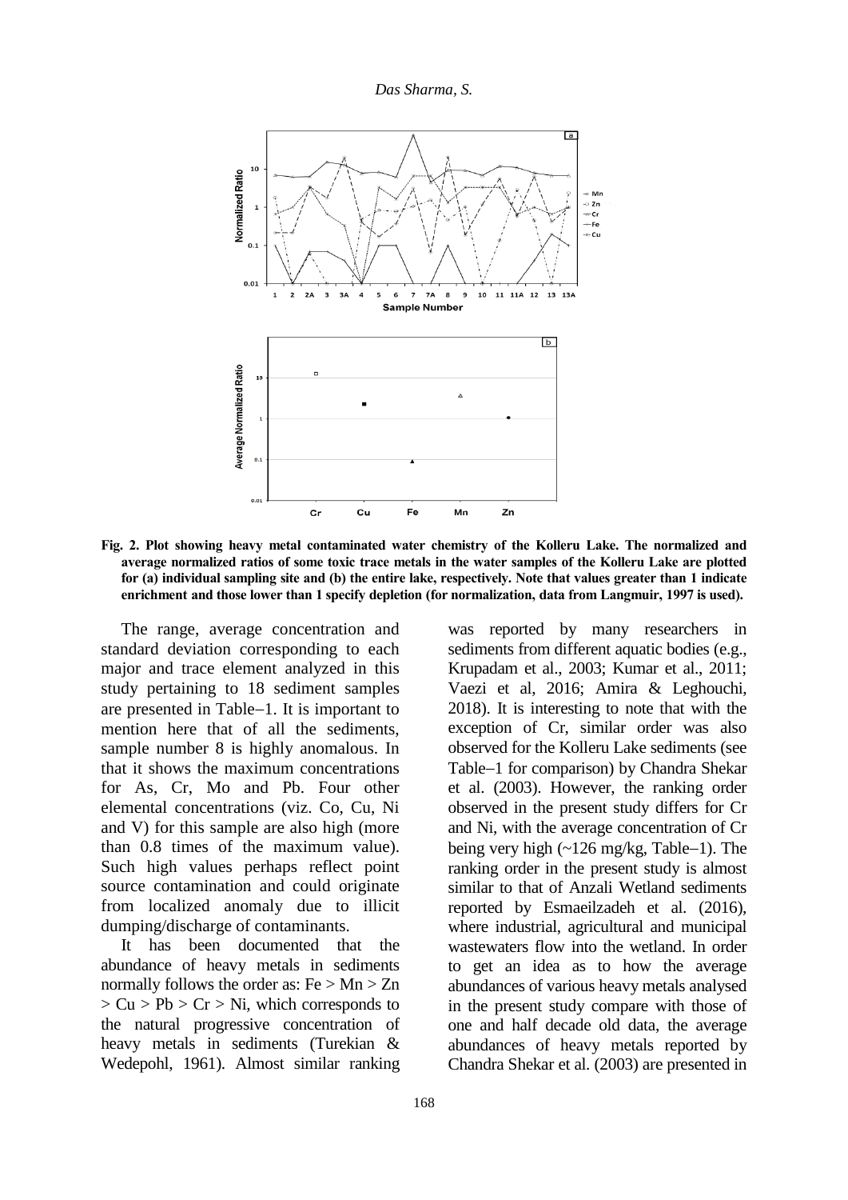**Fig. 2. Plot showing heavy metal contaminated water chemistry of the Kolleru Lake. The normalized and average normalized ratios of some toxic trace metals in the water samples of the Kolleru Lake are plotted for (a) individual sampling site and (b) the entire lake, respectively. Note that values greater than 1 indicate enrichment and those lower than 1 specify depletion (for normalization, data from Langmuir, 1997 is used).**

The range, average concentration and standard deviation corresponding to each major and trace element analyzed in this study pertaining to 18 sediment samples are presented in Table–1. It is important to mention here that of all the sediments, sample number 8 is highly anomalous. In that it shows the maximum concentrations for As, Cr, Mo and Pb. Four other elemental concentrations (viz. Co, Cu, Ni and V) for this sample are also high (more than 0.8 times of the maximum value). Such high values perhaps reflect point source contamination and could originate from localized anomaly due to illicit dumping/discharge of contaminants.

It has been documented that the abundance of heavy metals in sediments normally follows the order as: Fe > Mn > Zn > Cu > Pb > Cr > Ni, which corresponds to the natural progressive concentration of heavy metals in sediments (Turekian & Wedepohl, 1961). Almost similar ranking was reported by many researchers in sediments from different aquatic bodies (e.g., Krupadam et al., 2003; Kumar et al., 2011; Vaezi et al, 2016; Amira & Leghouchi, 2018). It is interesting to note that with the exception of Cr, similar order was also observed for the Kolleru Lake sediments (see Table–1 for comparison) by Chandra Shekar et al. (2003). However, the ranking order observed in the present study differs for Cr and Ni, with the average concentration of Cr being very high (~126 mg/kg, Table–1). The ranking order in the present study is almost similar to that of Anzali Wetland sediments reported by Esmaeilzadeh et al. (2016), where industrial, agricultural and municipal wastewaters flow into the wetland. In order to get an idea as to how the average abundances of various heavy metals analysed in the present study compare with those of one and half decade old data, the average abundances of heavy metals reported by Chandra Shekar et al. (2003) are presented in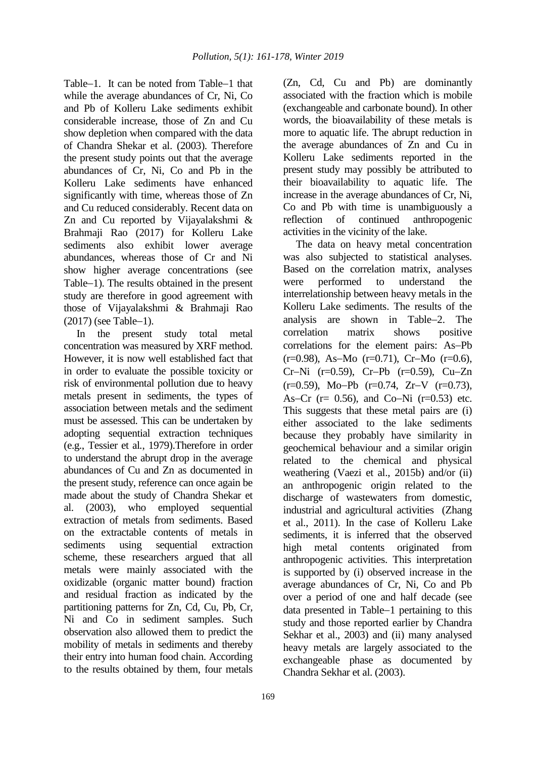Table–1. It can be noted from Table–1 that while the average abundances of Cr, Ni, Co and Pb of Kolleru Lake sediments exhibit considerable increase, those of Zn and Cu show depletion when compared with the data of Chandra Shekar et al. (2003). Therefore the present study points out that the average abundances of Cr, Ni, Co and Pb in the Kolleru Lake sediments have enhanced significantly with time, whereas those of Zn and Cu reduced considerably. Recent data on Zn and Cu reported by Vijayalakshmi & Brahmaji Rao (2017) for Kolleru Lake sediments also exhibit lower average abundances, whereas those of Cr and Ni show higher average concentrations (see Table–1). The results obtained in the present study are therefore in good agreement with those of Vijayalakshmi & Brahmaji Rao (2017) (see Table–1).

In the present study total metal concentration was measured by XRF method. However, it is now well established fact that in order to evaluate the possible toxicity or risk of environmental pollution due to heavy metals present in sediments, the types of association between metals and the sediment must be assessed. This can be undertaken by adopting sequential extraction techniques (e.g., Tessier et al., 1979).Therefore in order to understand the abrupt drop in the average abundances of Cu and Zn as documented in the present study, reference can once again be made about the study of Chandra Shekar et al. (2003), who employed sequential extraction of metals from sediments. Based on the extractable contents of metals in sediments using sequential extraction scheme, these researchers argued that all metals were mainly associated with the oxidizable (organic matter bound) fraction and residual fraction as indicated by the partitioning patterns for Zn, Cd, Cu, Pb, Cr, Ni and Co in sediment samples. Such observation also allowed them to predict the mobility of metals in sediments and thereby their entry into human food chain. According to the results obtained by them, four metals (Zn, Cd, Cu and Pb) are dominantly associated with the fraction which is mobile (exchangeable and carbonate bound). In other words, the bioavailability of these metals is more to aquatic life. The abrupt reduction in the average abundances of Zn and Cu in Kolleru Lake sediments reported in the present study may possibly be attributed to their bioavailability to aquatic life. The increase in the average abundances of Cr, Ni, Co and Pb with time is unambiguously a reflection of continued anthropogenic activities in the vicinity of the lake.

The data on heavy metal concentration was also subjected to statistical analyses. Based on the correlation matrix, analyses were performed to understand the interrelationship between heavy metals in the Kolleru Lake sediments. The results of the analysis are shown in Table–2. The correlation matrix shows positive correlations for the element pairs: As–Pb ($r=0.98$), As–Mo ($r=0.71$), Cr–Mo ($r=0.6$), Cr–Ni ($r=0.59$), Cr–Pb ($r=0.59$), Cu–Zn ($r=0.59$), Mo–Pb ($r=0.74$, Zr–V ($r=0.73$), As–Cr ($r= 0.56$), and Co–Ni ($r=0.53$) etc. This suggests that these metal pairs are (i) either associated to the lake sediments because they probably have similarity in geochemical behaviour and a similar origin related to the chemical and physical weathering (Vaezi et al., 2015b) and/or (ii) an anthropogenic origin related to the discharge of wastewaters from domestic, industrial and agricultural activities (Zhang et al., 2011). In the case of Kolleru Lake sediments, it is inferred that the observed high metal contents originated from anthropogenic activities. This interpretation is supported by (i) observed increase in the average abundances of Cr, Ni, Co and Pb over a period of one and half decade (see data presented in Table–1 pertaining to this study and those reported earlier by Chandra Sekhar et al., 2003) and (ii) many analysed heavy metals are largely associated to the exchangeable phase as documented by Chandra Sekhar et al. (2003).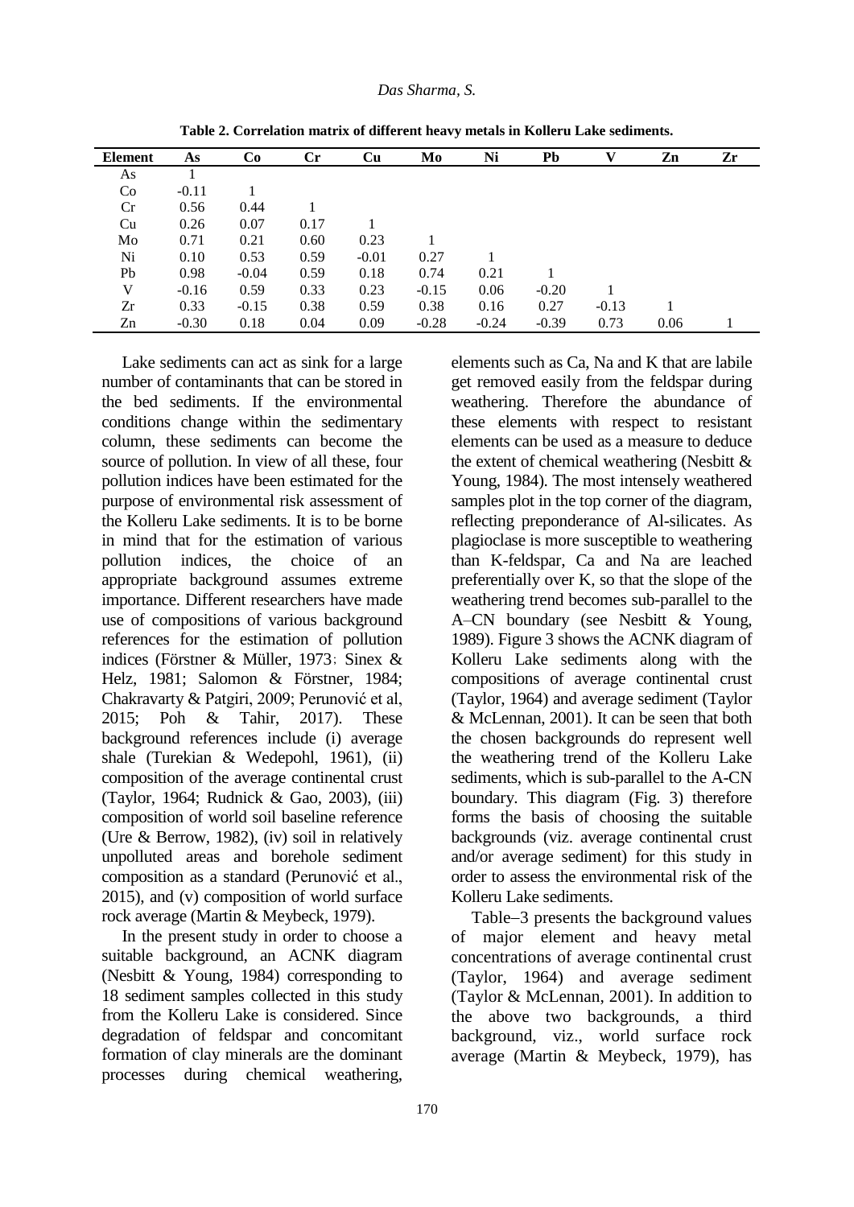**Table 2. Correlation matrix of different heavy metals in Kolleru Lake sediments.**

| Element | As | Co | Cr | Cu | Mo | Ni | Pb | V | Zn | Zr |
|---|---|---|---|---|---|---|---|---|---|---|
| As | 1 | | | | | | | | | |
| Co | -0.11 | 1 | | | | | | | | |
| Cr | 0.56 | 0.44 | 1 | | | | | | | |
| Cu | 0.26 | 0.07 | 0.17 | 1 | | | | | | |
| Mo | 0.71 | 0.21 | 0.60 | 0.23 | 1 | | | | | |
| Ni | 0.10 | 0.53 | 0.59 | -0.01 | 0.27 | 1 | | | | |
| Pb | 0.98 | -0.04 | 0.59 | 0.18 | 0.74 | 0.21 | 1 | | | |
| V | -0.16 | 0.59 | 0.33 | 0.23 | -0.15 | 0.06 | -0.20 | 1 | | |
| Zr | 0.33 | -0.15 | 0.38 | 0.59 | 0.38 | 0.16 | 0.27 | -0.13 | 1 | |
| Zn | -0.30 | 0.18 | 0.04 | 0.09 | -0.28 | -0.24 | -0.39 | 0.73 | 0.06 | 1 |

Lake sediments can act as sink for a large number of contaminants that can be stored in the bed sediments. If the environmental conditions change within the sedimentary column, these sediments can become the source of pollution. In view of all these, four pollution indices have been estimated for the purpose of environmental risk assessment of the Kolleru Lake sediments. It is to be borne in mind that for the estimation of various pollution indices, the choice of an appropriate background assumes extreme importance. Different researchers have made use of compositions of various background references for the estimation of pollution indices (Förstner & Müller, 1973; Sinex & Helz, 1981; Salomon & Förstner, 1984; Chakravarty & Patgiri, 2009; Perunović et al, 2015; Poh & Tahir, 2017). These background references include (i) average shale (Turekian & Wedepohl, 1961), (ii) composition of the average continental crust (Taylor, 1964; Rudnick & Gao, 2003), (iii) composition of world soil baseline reference (Ure & Berrow, 1982), (iv) soil in relatively unpolluted areas and borehole sediment composition as a standard (Perunović et al., 2015), and (v) composition of world surface rock average (Martin & Meybeck, 1979).

In the present study in order to choose a suitable background, an ACNK diagram (Nesbitt & Young, 1984) corresponding to 18 sediment samples collected in this study from the Kolleru Lake is considered. Since degradation of feldspar and concomitant formation of clay minerals are the dominant processes during chemical weathering, elements such as Ca, Na and K that are labile get removed easily from the feldspar during weathering. Therefore the abundance of these elements with respect to resistant elements can be used as a measure to deduce the extent of chemical weathering (Nesbitt & Young, 1984). The most intensely weathered samples plot in the top corner of the diagram, reflecting preponderance of Al-silicates. As plagioclase is more susceptible to weathering than K-feldspar, Ca and Na are leached preferentially over K, so that the slope of the weathering trend becomes sub-parallel to the A–CN boundary (see Nesbitt & Young, 1989). Figure 3 shows the ACNK diagram of Kolleru Lake sediments along with the compositions of average continental crust (Taylor, 1964) and average sediment (Taylor & McLennan, 2001). It can be seen that both the chosen backgrounds do represent well the weathering trend of the Kolleru Lake sediments, which is sub-parallel to the A-CN boundary. This diagram (Fig. 3) therefore forms the basis of choosing the suitable backgrounds (viz. average continental crust and/or average sediment) for this study in order to assess the environmental risk of the Kolleru Lake sediments.

Table–3 presents the background values of major element and heavy metal concentrations of average continental crust (Taylor, 1964) and average sediment (Taylor & McLennan, 2001). In addition to the above two backgrounds, a third background, viz., world surface rock average (Martin & Meybeck, 1979), has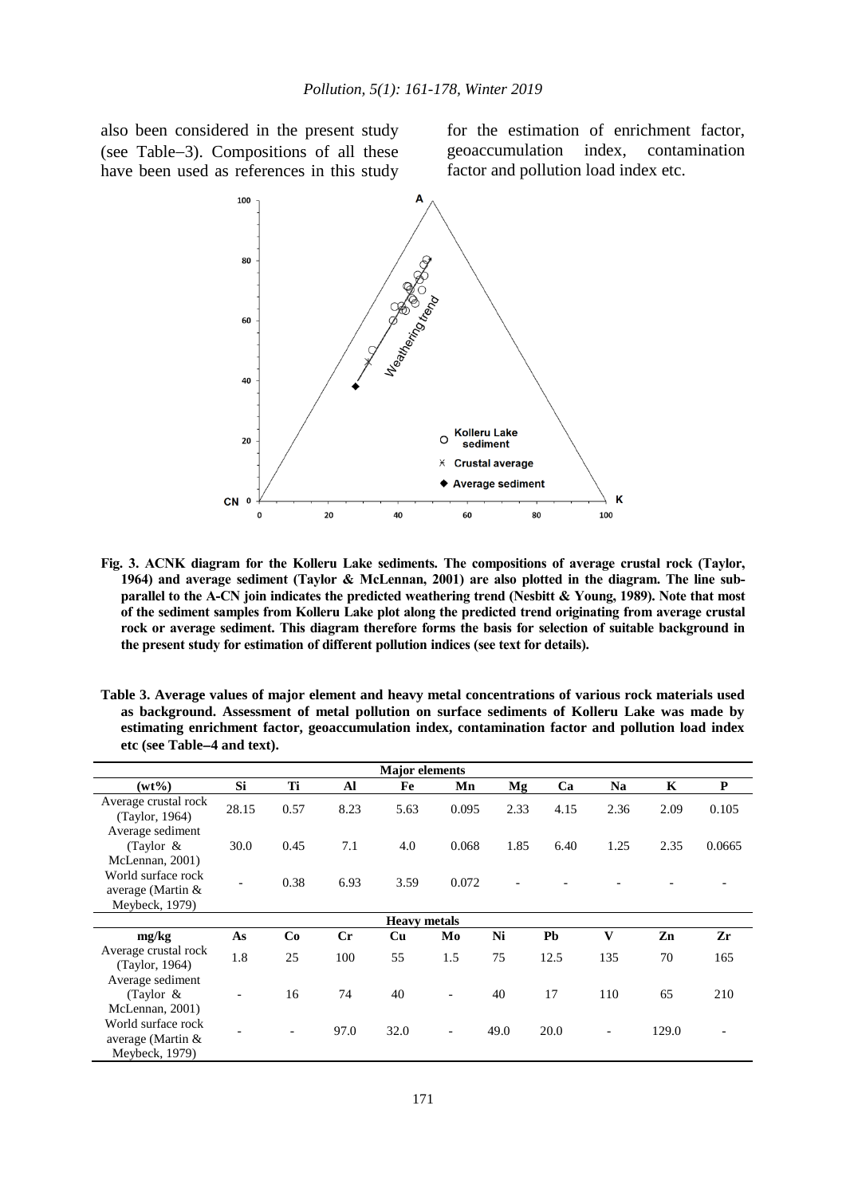also been considered in the present study (see Table–3). Compositions of all these have been used as references in this study for the estimation of enrichment factor, geoaccumulation index, contamination factor and pollution load index etc.

**Fig. 3. ACNK diagram for the Kolleru Lake sediments. The compositions of average crustal rock (Taylor, 1964) and average sediment (Taylor & McLennan, 2001) are also plotted in the diagram. The line sub-parallel to the A-CN join indicates the predicted weathering trend (Nesbitt & Young, 1989). Note that most of the sediment samples from Kolleru Lake plot along the predicted trend originating from average crustal rock or average sediment. This diagram therefore forms the basis for selection of suitable background in the present study for estimation of different pollution indices (see text for details).**

**Table 3. Average values of major element and heavy metal concentrations of various rock materials used as background. Assessment of metal pollution on surface sediments of Kolleru Lake was made by estimating enrichment factor, geoaccumulation index, contamination factor and pollution load index etc (see Table–4 and text).**

| | | | | | Major elements | | | | | |
|---|---|---|---|---|---|---|---|---|---|---|
| (wt%) | Si | Ti | Al | Fe | Mn | Mg | Ca | Na | K | P |
| Average crustal rock (Taylor, 1964) | 28.15 | 0.57 | 8.23 | 5.63 | 0.095 | 2.33 | 4.15 | 2.36 | 2.09 | 0.105 |
| Average sediment (Taylor & McLennan, 2001) | 30.0 | 0.45 | 7.1 | 4.0 | 0.068 | 1.85 | 6.40 | 1.25 | 2.35 | 0.0665 |
| World surface rock average (Martin & Meybeck, 1979) | - | 0.38 | 6.93 | 3.59 | 0.072 | - | - | - | - | - |
| | | | | | **Heavy metals** | | | | | |
| **mg/kg** | **As** | **Co** | **Cr** | **Cu** | **Mo** | **Ni** | **Pb** | **V** | **Zn** | **Zr** |
| Average crustal rock (Taylor, 1964) | 1.8 | 25 | 100 | 55 | 1.5 | 75 | 12.5 | 135 | 70 | 165 |
| Average sediment (Taylor & McLennan, 2001) | - | 16 | 74 | 40 | - | 40 | 17 | 110 | 65 | 210 |
| World surface rock average (Martin & Meybeck, 1979) | - | - | 97.0 | 32.0 | - | 49.0 | 20.0 | - | 129.0 | - |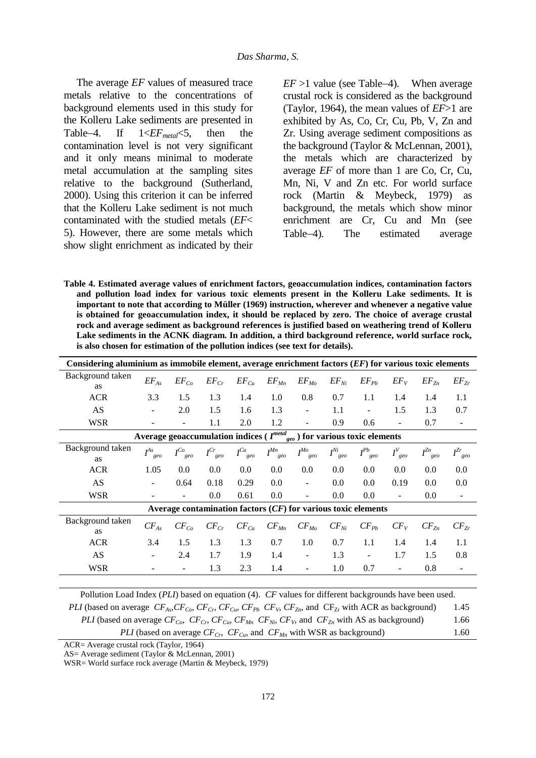The average *EF* values of measured trace metals relative to the concentrations of background elements used in this study for the Kolleru Lake sediments are presented in Table–4. If $1<EF_{metal}<5$, then the contamination level is not very significant and it only means minimal to moderate metal accumulation at the sampling sites relative to the background (Sutherland, 2000). Using this criterion it can be inferred that the Kolleru Lake sediment is not much contaminated with the studied metals ($EF< 5$). However, there are some metals which show slight enrichment as indicated by their $EF>1$ value (see Table–4). When average crustal rock is considered as the background (Taylor, 1964), the mean values of $EF>1$ are exhibited by As, Co, Cr, Cu, Pb, V, Zn and Zr. Using average sediment compositions as the background (Taylor & McLennan, 2001), the metals which are characterized by average *EF* of more than 1 are Co, Cr, Cu, Mn, Ni, V and Zn etc. For world surface rock (Martin & Meybeck, 1979) as background, the metals which show minor enrichment are Cr, Cu and Mn (see Table–4). The estimated average

**Table 4. Estimated average values of enrichment factors, geoaccumulation indices, contamination factors and pollution load index for various toxic elements present in the Kolleru Lake sediments. It is important to note that according to Müller (1969) instruction, wherever and whenever a negative value is obtained for geoaccumulation index, it should be replaced by zero. The choice of average crustal rock and average sediment as background references is justified based on weathering trend of Kolleru Lake sediments in the ACNK diagram. In addition, a third background reference, world surface rock, is also chosen for estimation of the pollution indices (see text for details).**

| **Considering aluminium as immobile element, average enrichment factors (*EF*) for various toxic elements** | | | | | | | | | | | |
|---|---|---|---|---|---|---|---|---|---|---|---|
| Background taken as | $EF_{As}$ | $EF_{Co}$ | $EF_{Cr}$ | $EF_{Cu}$ | $EF_{Mn}$ | $EF_{Mo}$ | $EF_{Ni}$ | $EF_{Pb}$ | $EF_{V}$ | $EF_{Zn}$ | $EF_{Zr}$ |
| ACR | 3.3 | 1.5 | 1.3 | 1.4 | 1.0 | 0.8 | 0.7 | 1.1 | 1.4 | 1.4 | 1.1 |
| AS | - | 2.0 | 1.5 | 1.6 | 1.3 | - | 1.1 | - | 1.5 | 1.3 | 0.7 |
| WSR | - | - | 1.1 | 2.0 | 1.2 | - | 0.9 | 0.6 | - | 0.7 | - |
| **Average geoaccumulation indices ($I^{metal}_{geo}$) for various toxic elements** | | | | | | | | | | | |
| Background taken as | $I^{As}_{geo}$ | $I^{Co}_{geo}$ | $I^{Cr}_{geo}$ | $I^{Cu}_{geo}$ | $I^{Mn}_{geo}$ | $I^{Mo}_{geo}$ | $I^{Ni}_{geo}$ | $I^{Pb}_{geo}$ | $I^{V}_{geo}$ | $I^{Zn}_{geo}$ | $I^{Zr}_{geo}$ |
| ACR | 1.05 | 0.0 | 0.0 | 0.0 | 0.0 | 0.0 | 0.0 | 0.0 | 0.0 | 0.0 | 0.0 |
| AS | - | 0.64 | 0.18 | 0.29 | 0.0 | - | 0.0 | 0.0 | 0.19 | 0.0 | 0.0 |
| WSR | - | - | 0.0 | 0.61 | 0.0 | - | 0.0 | 0.0 | - | 0.0 | - |
| **Average contamination factors (*CF*) for various toxic elements** | | | | | | | | | | | |
| Background taken as | $CF_{As}$ | $CF_{Co}$ | $CF_{Cr}$ | $CF_{Cu}$ | $CF_{Mn}$ | $CF_{Mo}$ | $CF_{Ni}$ | $CF_{Pb}$ | $CF_{V}$ | $CF_{Zn}$ | $CF_{Zr}$ |
| ACR | 3.4 | 1.5 | 1.3 | 1.3 | 0.7 | 1.0 | 0.7 | 1.1 | 1.4 | 1.4 | 1.1 |
| AS | - | 2.4 | 1.7 | 1.9 | 1.4 | - | 1.3 | - | 1.7 | 1.5 | 0.8 |
| WSR | - | - | 1.3 | 2.3 | 1.4 | - | 1.0 | 0.7 | - | 0.8 | - |

| Pollution Load Index (*PLI*) based on equation (4). *CF* values for different backgrounds have been used. | |
|---|---|
| *PLI* (based on average $CF_{As}$, $CF_{Co}$, $CF_{Cr}$, $CF_{Cu}$, $CF_{Pb}$, $CF_{V}$, $CF_{Zn}$, and $CF_{Zr}$ with ACR as background) | 1.45 |
| *PLI* (based on average $CF_{Co}$, $CF_{Cr}$, $CF_{Cu}$, $CF_{Mn}$, $CF_{Ni}$, $CF_{V}$, and $CF_{Zn}$ with AS as background) | 1.66 |
| *PLI* (based on average $CF_{Cr}$, $CF_{Cu}$, and $CF_{Mn}$ with WSR as background) | 1.60 |

ACR= Average crustal rock (Taylor, 1964)
AS= Average sediment (Taylor & McLennan, 2001)
WSR= World surface rock average (Martin & Meybeck, 1979)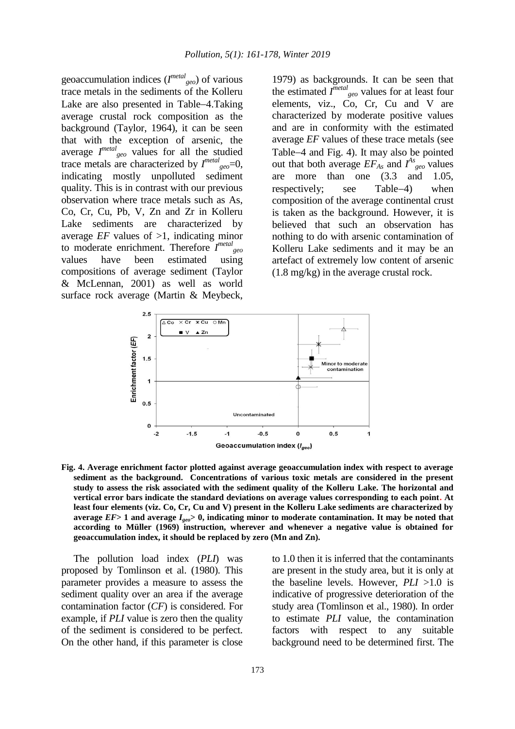geoaccumulation indices ($I^{metal}_{geo}$) of various trace metals in the sediments of the Kolleru Lake are also presented in Table–4.Taking average crustal rock composition as the background (Taylor, 1964), it can be seen that with the exception of arsenic, the average $I^{metal}_{geo}$ values for all the studied trace metals are characterized by $I^{metal}_{geo}$=0, indicating mostly unpolluted sediment quality. This is in contrast with our previous observation where trace metals such as As, Co, Cr, Cu, Pb, V, Zn and Zr in Kolleru Lake sediments are characterized by average *EF* values of >1, indicating minor to moderate enrichment. Therefore $I^{metal}_{geo}$ values have been estimated using compositions of average sediment (Taylor & McLennan, 2001) as well as world surface rock average (Martin & Meybeck, 1979) as backgrounds. It can be seen that the estimated $I^{metal}_{geo}$ values for at least four elements, viz., Co, Cr, Cu and V are characterized by moderate positive values and are in conformity with the estimated average *EF* values of these trace metals (see Table–4 and Fig. 4). It may also be pointed out that both average $EF_{As}$ and $I^{As}_{geo}$ values are more than one (3.3 and 1.05, respectively; see Table–4) when composition of the average continental crust is taken as the background. However, it is believed that such an observation has nothing to do with arsenic contamination of Kolleru Lake sediments and it may be an artefact of extremely low content of arsenic (1.8 mg/kg) in the average crustal rock.

**Fig. 4. Average enrichment factor plotted against average geoaccumulation index with respect to average sediment as the background. Concentrations of various toxic metals are considered in the present study to assess the risk associated with the sediment quality of the Kolleru Lake. The horizontal and vertical error bars indicate the standard deviations on average values corresponding to each point. At least four elements (viz. Co, Cr, Cu and V) present in the Kolleru Lake sediments are characterized by average *EF*> 1 and average $I_{geo}$> 0, indicating minor to moderate contamination. It may be noted that according to Müller (1969) instruction, wherever and whenever a negative value is obtained for geoaccumulation index, it should be replaced by zero (Mn and Zn).**

The pollution load index (*PLI*) was proposed by Tomlinson et al. (1980). This parameter provides a measure to assess the sediment quality over an area if the average contamination factor (*CF*) is considered. For example, if *PLI* value is zero then the quality of the sediment is considered to be perfect. On the other hand, if this parameter is close to 1.0 then it is inferred that the contaminants are present in the study area, but it is only at the baseline levels. However, *PLI* >1.0 is indicative of progressive deterioration of the study area (Tomlinson et al., 1980). In order to estimate *PLI* value, the contamination factors with respect to any suitable background need to be determined first. The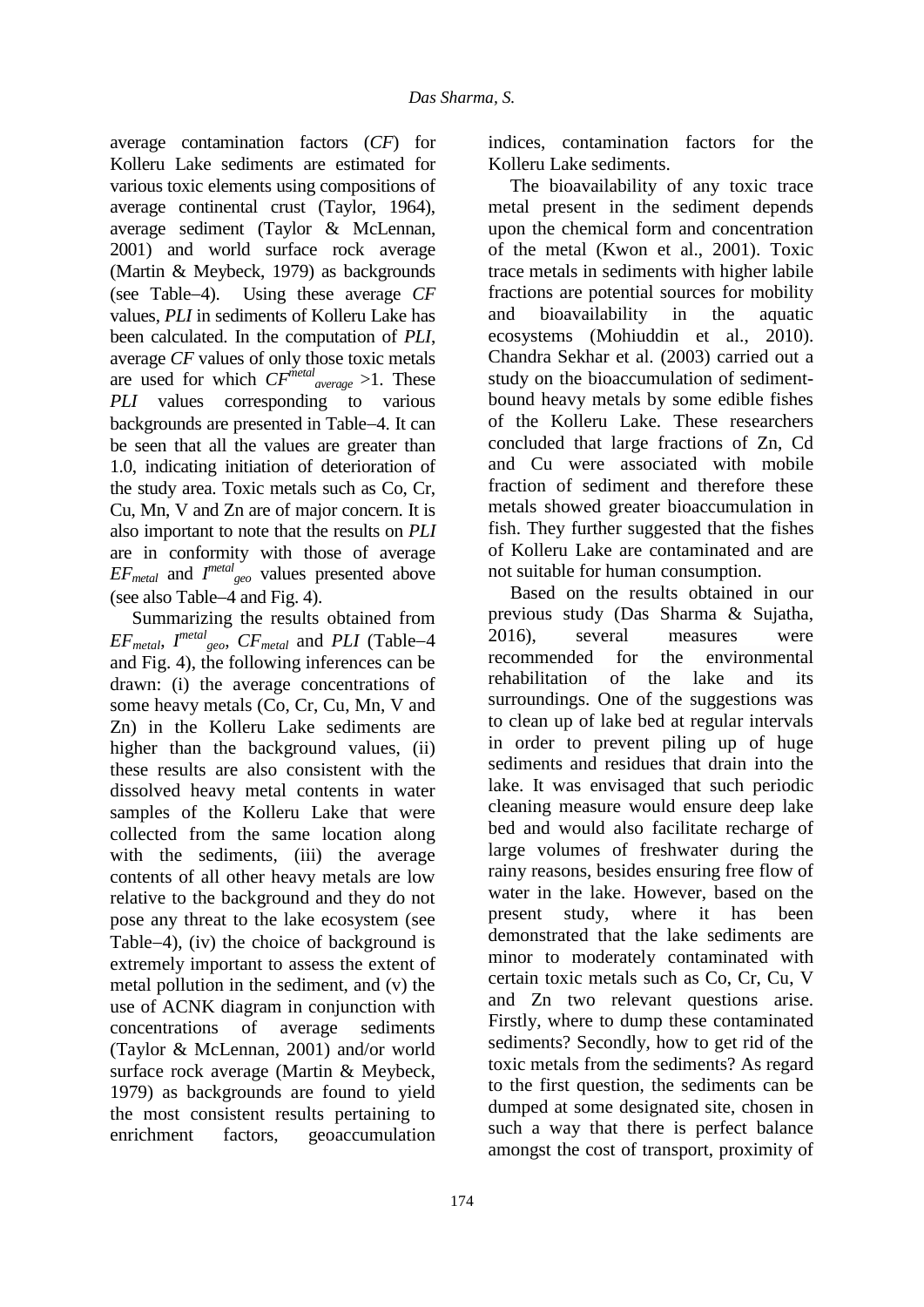average contamination factors (*CF*) for Kolleru Lake sediments are estimated for various toxic elements using compositions of average continental crust (Taylor, 1964), average sediment (Taylor & McLennan, 2001) and world surface rock average (Martin & Meybeck, 1979) as backgrounds (see Table–4). Using these average *CF* values, *PLI* in sediments of Kolleru Lake has been calculated. In the computation of *PLI*, average *CF* values of only those toxic metals are used for which $CF^{metal}_{average} > 1$. These *PLI* values corresponding to various backgrounds are presented in Table–4. It can be seen that all the values are greater than 1.0, indicating initiation of deterioration of the study area. Toxic metals such as Co, Cr, Cu, Mn, V and Zn are of major concern. It is also important to note that the results on *PLI* are in conformity with those of average $EF_{metal}$ and $I^{metal}_{geo}$ values presented above (see also Table–4 and Fig. 4).

Summarizing the results obtained from $EF_{metal}$, $I^{metal}_{geo}$, $CF_{metal}$ and *PLI* (Table–4 and Fig. 4), the following inferences can be drawn: (i) the average concentrations of some heavy metals (Co, Cr, Cu, Mn, V and Zn) in the Kolleru Lake sediments are higher than the background values, (ii) these results are also consistent with the dissolved heavy metal contents in water samples of the Kolleru Lake that were collected from the same location along with the sediments, (iii) the average contents of all other heavy metals are low relative to the background and they do not pose any threat to the lake ecosystem (see Table–4), (iv) the choice of background is extremely important to assess the extent of metal pollution in the sediment, and (v) the use of ACNK diagram in conjunction with concentrations of average sediments (Taylor & McLennan, 2001) and/or world surface rock average (Martin & Meybeck, 1979) as backgrounds are found to yield the most consistent results pertaining to enrichment factors, geoaccumulation indices, contamination factors for the Kolleru Lake sediments.

The bioavailability of any toxic trace metal present in the sediment depends upon the chemical form and concentration of the metal (Kwon et al., 2001). Toxic trace metals in sediments with higher labile fractions are potential sources for mobility and bioavailability in the aquatic ecosystems (Mohiuddin et al., 2010). Chandra Sekhar et al. (2003) carried out a study on the bioaccumulation of sediment-bound heavy metals by some edible fishes of the Kolleru Lake. These researchers concluded that large fractions of Zn, Cd and Cu were associated with mobile fraction of sediment and therefore these metals showed greater bioaccumulation in fish. They further suggested that the fishes of Kolleru Lake are contaminated and are not suitable for human consumption.

Based on the results obtained in our previous study (Das Sharma & Sujatha, 2016), several measures were recommended for the environmental rehabilitation of the lake and its surroundings. One of the suggestions was to clean up of lake bed at regular intervals in order to prevent piling up of huge sediments and residues that drain into the lake. It was envisaged that such periodic cleaning measure would ensure deep lake bed and would also facilitate recharge of large volumes of freshwater during the rainy reasons, besides ensuring free flow of water in the lake. However, based on the present study, where it has been demonstrated that the lake sediments are minor to moderately contaminated with certain toxic metals such as Co, Cr, Cu, V and Zn two relevant questions arise. Firstly, where to dump these contaminated sediments? Secondly, how to get rid of the toxic metals from the sediments? As regard to the first question, the sediments can be dumped at some designated site, chosen in such a way that there is perfect balance amongst the cost of transport, proximity of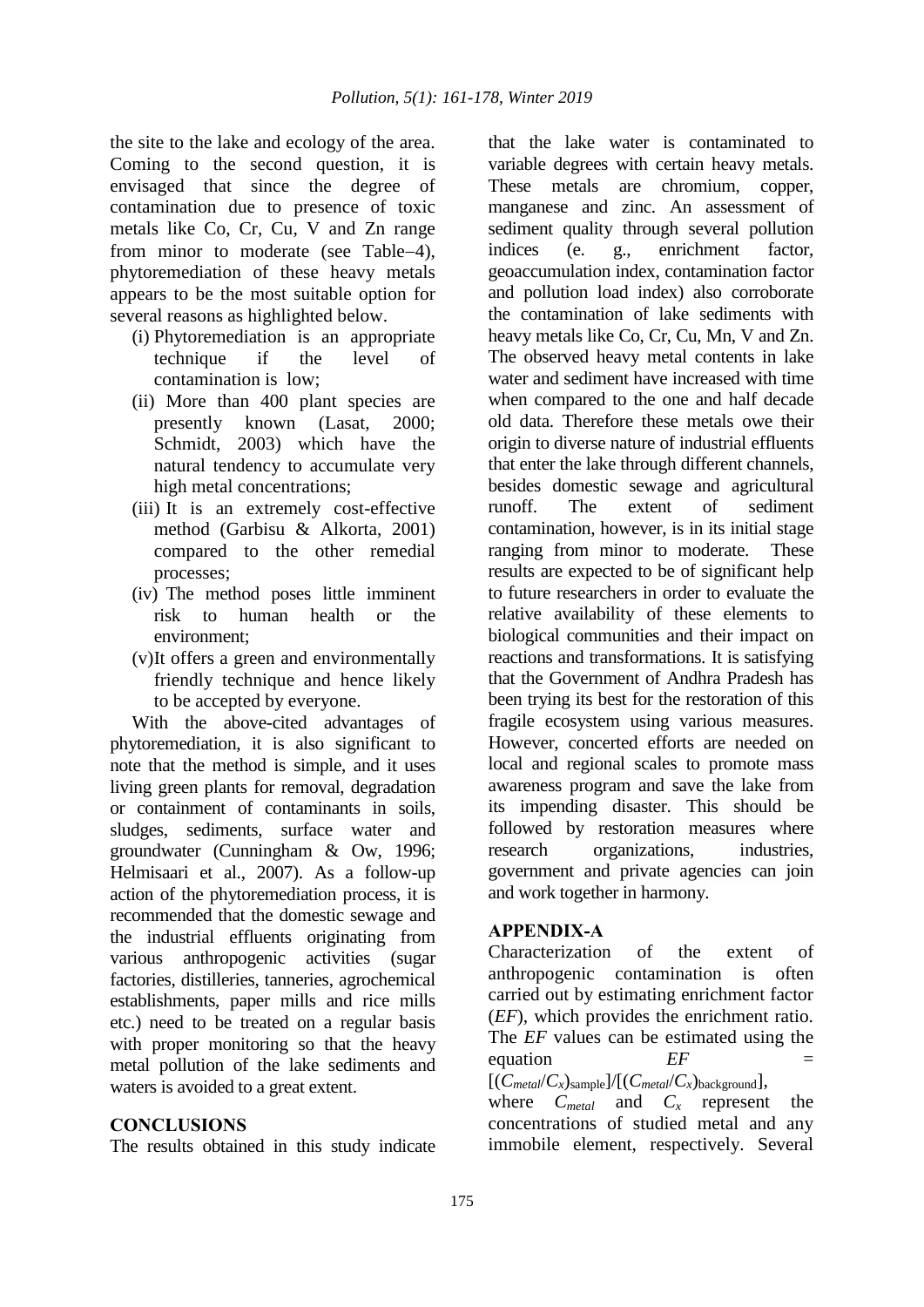the site to the lake and ecology of the area. Coming to the second question, it is envisaged that since the degree of contamination due to presence of toxic metals like Co, Cr, Cu, V and Zn range from minor to moderate (see Table–4), phytoremediation of these heavy metals appears to be the most suitable option for several reasons as highlighted below.

(i) Phytoremediation is an appropriate technique if the level of contamination is low;

(ii) More than 400 plant species are presently known (Lasat, 2000; Schmidt, 2003) which have the natural tendency to accumulate very high metal concentrations;

(iii) It is an extremely cost-effective method (Garbisu & Alkorta, 2001) compared to the other remedial processes;

(iv) The method poses little imminent risk to human health or the environment;

(v) It offers a green and environmentally friendly technique and hence likely to be accepted by everyone.

With the above-cited advantages of phytoremediation, it is also significant to note that the method is simple, and it uses living green plants for removal, degradation or containment of contaminants in soils, sludges, sediments, surface water and groundwater (Cunningham & Ow, 1996; Helmisaari et al., 2007). As a follow-up action of the phytoremediation process, it is recommended that the domestic sewage and the industrial effluents originating from various anthropogenic activities (sugar factories, distilleries, tanneries, agrochemical establishments, paper mills and rice mills etc.) need to be treated on a regular basis with proper monitoring so that the heavy metal pollution of the lake sediments and waters is avoided to a great extent.

## CONCLUSIONS

The results obtained in this study indicate that the lake water is contaminated to variable degrees with certain heavy metals. These metals are chromium, copper, manganese and zinc. An assessment of sediment quality through several pollution indices (e. g., enrichment factor, geoaccumulation index, contamination factor and pollution load index) also corroborate the contamination of lake sediments with heavy metals like Co, Cr, Cu, Mn, V and Zn. The observed heavy metal contents in lake water and sediment have increased with time when compared to the one and half decade old data. Therefore these metals owe their origin to diverse nature of industrial effluents that enter the lake through different channels, besides domestic sewage and agricultural runoff. The extent of sediment contamination, however, is in its initial stage ranging from minor to moderate. These results are expected to be of significant help to future researchers in order to evaluate the relative availability of these elements to biological communities and their impact on reactions and transformations. It is satisfying that the Government of Andhra Pradesh has been trying its best for the restoration of this fragile ecosystem using various measures. However, concerted efforts are needed on local and regional scales to promote mass awareness program and save the lake from its impending disaster. This should be followed by restoration measures where research organizations, industries, government and private agencies can join and work together in harmony.

## APPENDIX-A

Characterization of the extent of anthropogenic contamination is often carried out by estimating enrichment factor (*EF*), which provides the enrichment ratio. The *EF* values can be estimated using the equation $EF = [(C_{metal}/C_x)_{\text{sample}}]/[(C_{metal}/C_x)_{\text{background}}]$, where $C_{metal}$ and $C_x$ represent the concentrations of studied metal and any immobile element, respectively. Several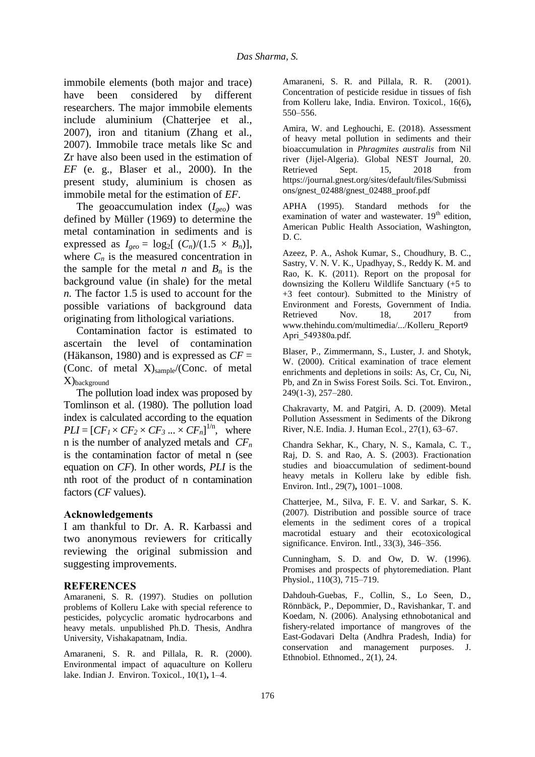immobile elements (both major and trace) have been considered by different researchers. The major immobile elements include aluminium (Chatterjee et al., 2007), iron and titanium (Zhang et al., 2007). Immobile trace metals like Sc and Zr have also been used in the estimation of *EF* (e. g., Blaser et al., 2000). In the present study, aluminium is chosen as immobile metal for the estimation of *EF*.

The geoaccumulation index ($I_{geo}$) was defined by Müller (1969) to determine the metal contamination in sediments and is expressed as $I_{geo} = \log_2[(C_n)/(1.5 \times B_n)]$, where $C_n$ is the measured concentration in the sample for the metal $n$ and $B_n$ is the background value (in shale) for the metal $n$. The factor 1.5 is used to account for the possible variations of background data originating from lithological variations.

Contamination factor is estimated to ascertain the level of contamination (Häkanson, 1980) and is expressed as $CF$ = (Conc. of metal X)$_{sample}$/(Conc. of metal X)$_{background}$

The pollution load index was proposed by Tomlinson et al. (1980). The pollution load index is calculated according to the equation $PLI = [CF_1 \times CF_2 \times CF_3 \ldots \times CF_n]^{1/n}$, where n is the number of analyzed metals and $CF_n$ is the contamination factor of metal n (see equation on *CF*). In other words, *PLI* is the nth root of the product of n contamination factors (*CF* values).

## Acknowledgements

I am thankful to Dr. A. R. Karbassi and two anonymous reviewers for critically reviewing the original submission and suggesting improvements.

## REFERENCES

Amaraneni, S. R. (1997). Studies on pollution problems of Kolleru Lake with special reference to pesticides, polycyclic aromatic hydrocarbons and heavy metals. unpublished Ph.D. Thesis, Andhra University, Vishakapatnam, India.

Amaraneni, S. R. and Pillala, R. R. (2000). Environmental impact of aquaculture on Kolleru lake. Indian J. Environ. Toxicol., 10(1)**,** 1–4.

Amaraneni, S. R. and Pillala, R. R. (2001). Concentration of pesticide residue in tissues of fish from Kolleru lake, India. Environ. Toxicol., 16(6)**,** 550–556.

Amira, W. and Leghouchi, E. (2018). Assessment of heavy metal pollution in sediments and their bioaccumulation in *Phragmites australis* from Nil river (Jijel-Algeria). Global NEST Journal, 20. Retrieved Sept. 15, 2018 from https://journal.gnest.org/sites/default/files/Submissions/gnest_02488/gnest_02488_proof.pdf

APHA (1995). Standard methods for the examination of water and wastewater. 19th edition, American Public Health Association, Washington, D. C.

Azeez, P. A., Ashok Kumar, S., Choudhury, B. C., Sastry, V. N. V. K., Upadhyay, S., Reddy K. M. and Rao, K. K. (2011). Report on the proposal for downsizing the Kolleru Wildlife Sanctuary (+5 to +3 feet contour). Submitted to the Ministry of Environment and Forests, Government of India. Retrieved Nov. 18, 2017 from www.thehindu.com/multimedia/.../Kolleru_Report9Apri_549380a.pdf.

Blaser, P., Zimmermann, S., Luster, J. and Shotyk, W. (2000). Critical examination of trace element enrichments and depletions in soils: As, Cr, Cu, Ni, Pb, and Zn in Swiss Forest Soils. Sci. Tot. Environ., 249(1-3), 257–280.

Chakravarty, M. and Patgiri, A. D. (2009). Metal Pollution Assessment in Sediments of the Dikrong River, N.E. India. J. Human Ecol., 27(1), 63–67.

Chandra Sekhar, K., Chary, N. S., Kamala, C. T., Raj, D. S. and Rao, A. S. (2003). Fractionation studies and bioaccumulation of sediment-bound heavy metals in Kolleru lake by edible fish. Environ. Intl., 29(7)**,** 1001–1008.

Chatterjee, M., Silva, F. E. V. and Sarkar, S. K. (2007). Distribution and possible source of trace elements in the sediment cores of a tropical macrotidal estuary and their ecotoxicological significance. Environ. Intl., 33(3), 346–356.

Cunningham, S. D. and Ow, D. W. (1996). Promises and prospects of phytoremediation. Plant Physiol., 110(3), 715–719.

Dahdouh-Guebas, F., Collin, S., Lo Seen, D., Rönnbäck, P., Depommier, D., Ravishankar, T. and Koedam, N. (2006). Analysing ethnobotanical and fishery-related importance of mangroves of the East-Godavari Delta (Andhra Pradesh, India) for conservation and management purposes. J. Ethnobiol. Ethnomed., 2(1), 24.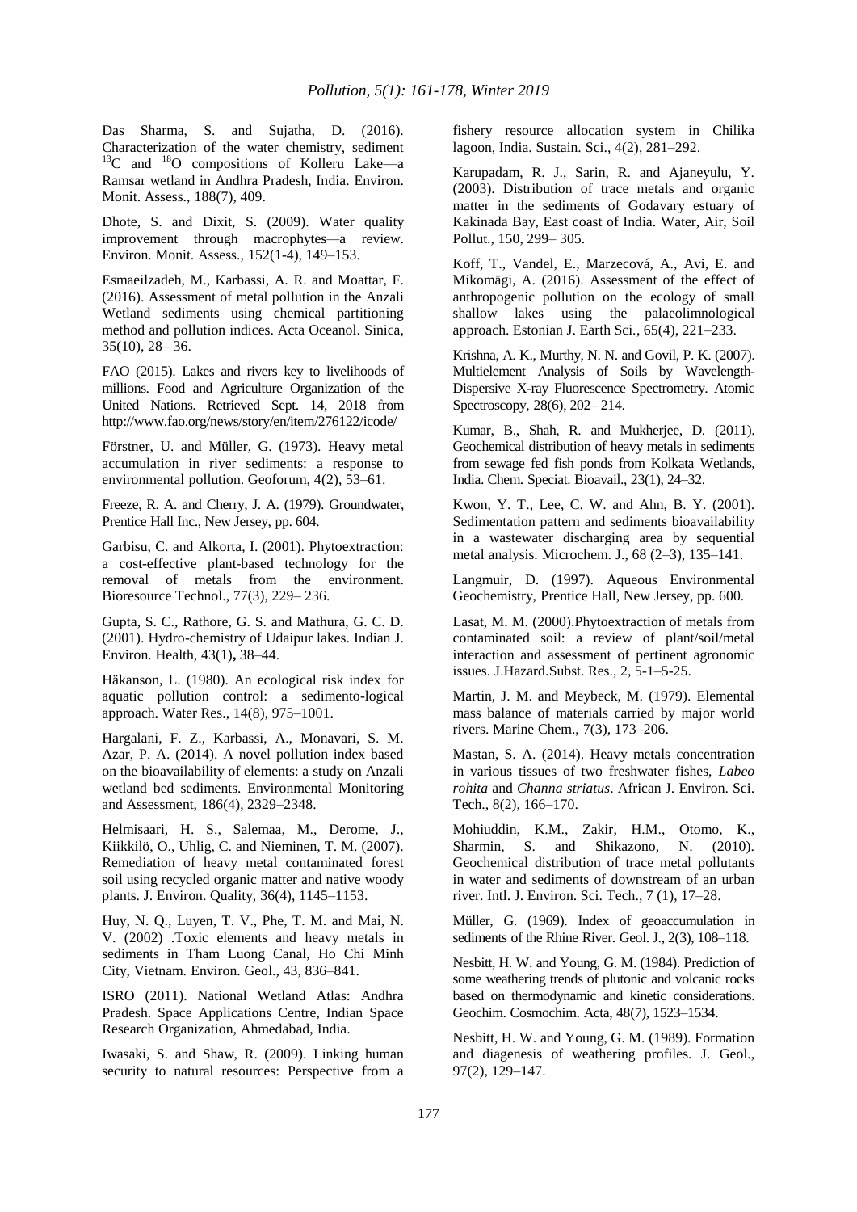Das Sharma, S. and Sujatha, D. (2016). Characterization of the water chemistry, sediment $^{13}C$ and $^{18}O$ compositions of Kolleru Lake—a Ramsar wetland in Andhra Pradesh, India. Environ. Monit. Assess., 188(7), 409.

Dhote, S. and Dixit, S. (2009). Water quality improvement through macrophytes—a review. Environ. Monit. Assess., 152(1-4), 149–153.

Esmaeilzadeh, M., Karbassi, A. R. and Moattar, F. (2016). Assessment of metal pollution in the Anzali Wetland sediments using chemical partitioning method and pollution indices. Acta Oceanol. Sinica, 35(10), 28– 36.

FAO (2015). Lakes and rivers key to livelihoods of millions. Food and Agriculture Organization of the United Nations. Retrieved Sept. 14, 2018 from http://www.fao.org/news/story/en/item/276122/icode/

Förstner, U. and Müller, G. (1973). Heavy metal accumulation in river sediments: a response to environmental pollution. Geoforum, 4(2), 53–61.

Freeze, R. A. and Cherry, J. A. (1979). Groundwater, Prentice Hall Inc., New Jersey, pp. 604.

Garbisu, C. and Alkorta, I. (2001). Phytoextraction: a cost-effective plant-based technology for the removal of metals from the environment. Bioresource Technol., 77(3), 229– 236.

Gupta, S. C., Rathore, G. S. and Mathura, G. C. D. (2001). Hydro-chemistry of Udaipur lakes. Indian J. Environ. Health, 43(1)**,** 38–44.

Häkanson, L. (1980). An ecological risk index for aquatic pollution control: a sedimento-logical approach. Water Res., 14(8), 975–1001.

Hargalani, F. Z., Karbassi, A., Monavari, S. M. Azar, P. A. (2014). A novel pollution index based on the bioavailability of elements: a study on Anzali wetland bed sediments. Environmental Monitoring and Assessment, 186(4), 2329–2348.

Helmisaari, H. S., Salemaa, M., Derome, J., Kiikkilö, O., Uhlig, C. and Nieminen, T. M. (2007). Remediation of heavy metal contaminated forest soil using recycled organic matter and native woody plants. J. Environ. Quality, 36(4), 1145–1153.

Huy, N. Q., Luyen, T. V., Phe, T. M. and Mai, N. V. (2002) .Toxic elements and heavy metals in sediments in Tham Luong Canal, Ho Chi Minh City, Vietnam. Environ. Geol., 43, 836–841.

ISRO (2011). National Wetland Atlas: Andhra Pradesh. Space Applications Centre, Indian Space Research Organization, Ahmedabad, India.

Iwasaki, S. and Shaw, R. (2009). Linking human security to natural resources: Perspective from a fishery resource allocation system in Chilika lagoon, India. Sustain. Sci., 4(2), 281–292.

Karupadam, R. J., Sarin, R. and Ajaneyulu, Y. (2003). Distribution of trace metals and organic matter in the sediments of Godavary estuary of Kakinada Bay, East coast of India. Water, Air, Soil Pollut., 150, 299– 305.

Koff, T., Vandel, E., Marzecová, A., Avi, E. and Mikomägi, A. (2016). Assessment of the effect of anthropogenic pollution on the ecology of small shallow lakes using the palaeolimnological approach. Estonian J. Earth Sci., 65(4), 221–233.

Krishna, A. K., Murthy, N. N. and Govil, P. K. (2007). Multielement Analysis of Soils by Wavelength-Dispersive X-ray Fluorescence Spectrometry. Atomic Spectroscopy, 28(6), 202– 214.

Kumar, B., Shah, R. and Mukherjee, D. (2011). Geochemical distribution of heavy metals in sediments from sewage fed fish ponds from Kolkata Wetlands, India. Chem. Speciat. Bioavail., 23(1), 24–32.

Kwon, Y. T., Lee, C. W. and Ahn, B. Y. (2001). Sedimentation pattern and sediments bioavailability in a wastewater discharging area by sequential metal analysis. Microchem. J., 68 (2–3), 135–141.

Langmuir, D. (1997). Aqueous Environmental Geochemistry, Prentice Hall, New Jersey, pp. 600.

Lasat, M. M. (2000).Phytoextraction of metals from contaminated soil: a review of plant/soil/metal interaction and assessment of pertinent agronomic issues. J.Hazard.Subst. Res., 2, 5-1–5-25.

Martin, J. M. and Meybeck, M. (1979). Elemental mass balance of materials carried by major world rivers. Marine Chem., 7(3), 173–206.

Mastan, S. A. (2014). Heavy metals concentration in various tissues of two freshwater fishes, *Labeo rohita* and *Channa striatus*. African J. Environ. Sci. Tech., 8(2), 166–170.

Mohiuddin, K.M., Zakir, H.M., Otomo, K., Sharmin, S. and Shikazono, N. (2010). Geochemical distribution of trace metal pollutants in water and sediments of downstream of an urban river. Intl. J. Environ. Sci. Tech., 7 (1), 17–28.

Müller, G. (1969). Index of geoaccumulation in sediments of the Rhine River. Geol. J., 2(3), 108–118.

Nesbitt, H. W. and Young, G. M. (1984). Prediction of some weathering trends of plutonic and volcanic rocks based on thermodynamic and kinetic considerations. Geochim. Cosmochim. Acta, 48(7), 1523–1534.

Nesbitt, H. W. and Young, G. M. (1989). Formation and diagenesis of weathering profiles. J. Geol., 97(2), 129–147.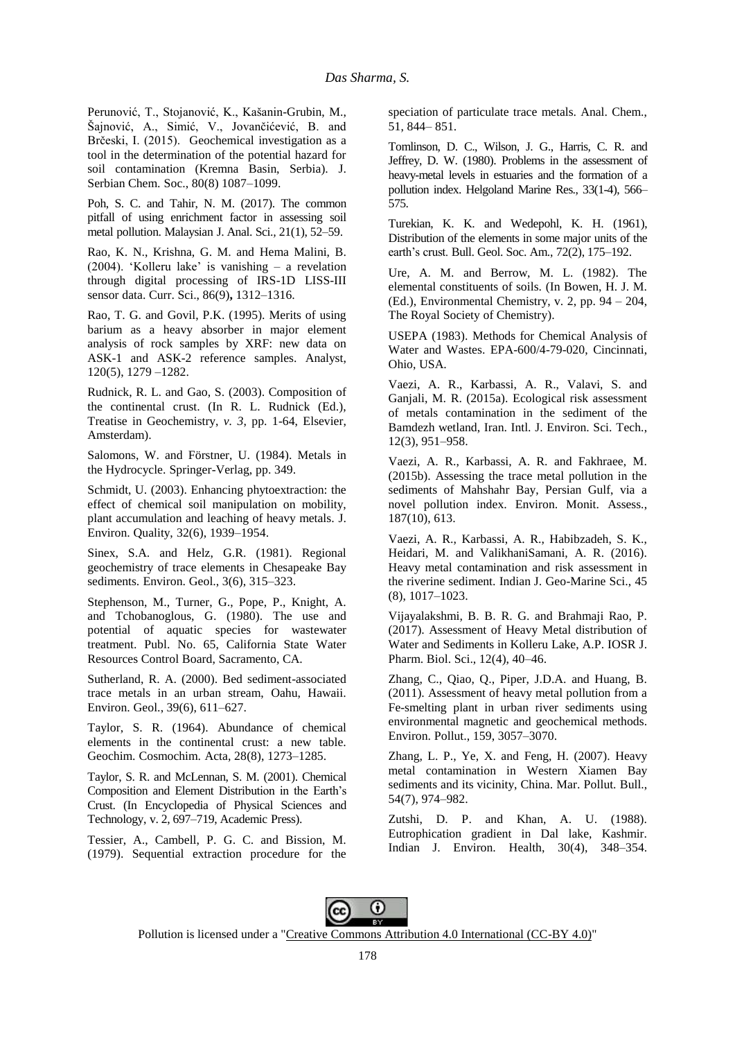Perunović, T., Stojanović, K., Kašanin-Grubin, M., Šajnović, A., Simić, V., Jovančićević, B. and Brčeski, I. (2015). Geochemical investigation as a tool in the determination of the potential hazard for soil contamination (Kremna Basin, Serbia). J. Serbian Chem. Soc., 80(8) 1087–1099.

Poh, S. C. and Tahir, N. M. (2017). The common pitfall of using enrichment factor in assessing soil metal pollution. Malaysian J. Anal. Sci., 21(1), 52–59.

Rao, K. N., Krishna, G. M. and Hema Malini, B. (2004). 'Kolleru lake' is vanishing – a revelation through digital processing of IRS-1D LISS-III sensor data. Curr. Sci., 86(9)**,** 1312–1316.

Rao, T. G. and Govil, P.K. (1995). Merits of using barium as a heavy absorber in major element analysis of rock samples by XRF: new data on ASK-1 and ASK-2 reference samples. Analyst, 120(5), 1279 –1282.

Rudnick, R. L. and Gao, S. (2003). Composition of the continental crust. (In R. L. Rudnick (Ed.), Treatise in Geochemistry, *v. 3*, pp. 1-64, Elsevier, Amsterdam).

Salomons, W. and Förstner, U. (1984). Metals in the Hydrocycle. Springer-Verlag, pp. 349.

Schmidt, U. (2003). Enhancing phytoextraction: the effect of chemical soil manipulation on mobility, plant accumulation and leaching of heavy metals. J. Environ. Quality, 32(6), 1939–1954.

Sinex, S.A. and Helz, G.R. (1981). Regional geochemistry of trace elements in Chesapeake Bay sediments. Environ. Geol., 3(6), 315–323.

Stephenson, M., Turner, G., Pope, P., Knight, A. and Tchobanoglous, G. (1980). The use and potential of aquatic species for wastewater treatment. Publ. No. 65, California State Water Resources Control Board, Sacramento, CA.

Sutherland, R. A. (2000). Bed sediment-associated trace metals in an urban stream, Oahu, Hawaii. Environ. Geol., 39(6), 611–627.

Taylor, S. R. (1964). Abundance of chemical elements in the continental crust: a new table. Geochim. Cosmochim. Acta, 28(8), 1273–1285.

Taylor, S. R. and McLennan, S. M. (2001). Chemical Composition and Element Distribution in the Earth's Crust. (In Encyclopedia of Physical Sciences and Technology, v. 2, 697–719, Academic Press).

Tessier, A., Cambell, P. G. C. and Bission, M. (1979). Sequential extraction procedure for the speciation of particulate trace metals. Anal. Chem., 51, 844– 851.

Tomlinson, D. C., Wilson, J. G., Harris, C. R. and Jeffrey, D. W. (1980). Problems in the assessment of heavy-metal levels in estuaries and the formation of a pollution index. Helgoland Marine Res., 33(1-4), 566–575.

Turekian, K. K. and Wedepohl, K. H. (1961), Distribution of the elements in some major units of the earth's crust. Bull. Geol. Soc. Am., 72(2), 175–192.

Ure, A. M. and Berrow, M. L. (1982). The elemental constituents of soils. (In Bowen, H. J. M. (Ed.), Environmental Chemistry, v. 2, pp. 94 – 204, The Royal Society of Chemistry).

USEPA (1983). Methods for Chemical Analysis of Water and Wastes. EPA-600/4-79-020, Cincinnati, Ohio, USA.

Vaezi, A. R., Karbassi, A. R., Valavi, S. and Ganjali, M. R. (2015a). Ecological risk assessment of metals contamination in the sediment of the Bamdezh wetland, Iran. Intl. J. Environ. Sci. Tech., 12(3), 951–958.

Vaezi, A. R., Karbassi, A. R. and Fakhraee, M. (2015b). Assessing the trace metal pollution in the sediments of Mahshahr Bay, Persian Gulf, via a novel pollution index. Environ. Monit. Assess., 187(10), 613.

Vaezi, A. R., Karbassi, A. R., Habibzadeh, S. K., Heidari, M. and ValikhaniSamani, A. R. (2016). Heavy metal contamination and risk assessment in the riverine sediment. Indian J. Geo-Marine Sci., 45 (8), 1017–1023.

Vijayalakshmi, B. B. R. G. and Brahmaji Rao, P. (2017). Assessment of Heavy Metal distribution of Water and Sediments in Kolleru Lake, A.P. IOSR J. Pharm. Biol. Sci., 12(4), 40–46.

Zhang, C., Qiao, Q., Piper, J.D.A. and Huang, B. (2011). Assessment of heavy metal pollution from a Fe-smelting plant in urban river sediments using environmental magnetic and geochemical methods. Environ. Pollut., 159, 3057–3070.

Zhang, L. P., Ye, X. and Feng, H. (2007). Heavy metal contamination in Western Xiamen Bay sediments and its vicinity, China. Mar. Pollut. Bull., 54(7), 974–982.

Zutshi, D. P. and Khan, A. U. (1988). Eutrophication gradient in Dal lake, Kashmir. Indian J. Environ. Health, 30(4), 348–354.

Pollution is licensed under a "Creative Commons Attribution 4.0 International (CC-BY 4.0)"